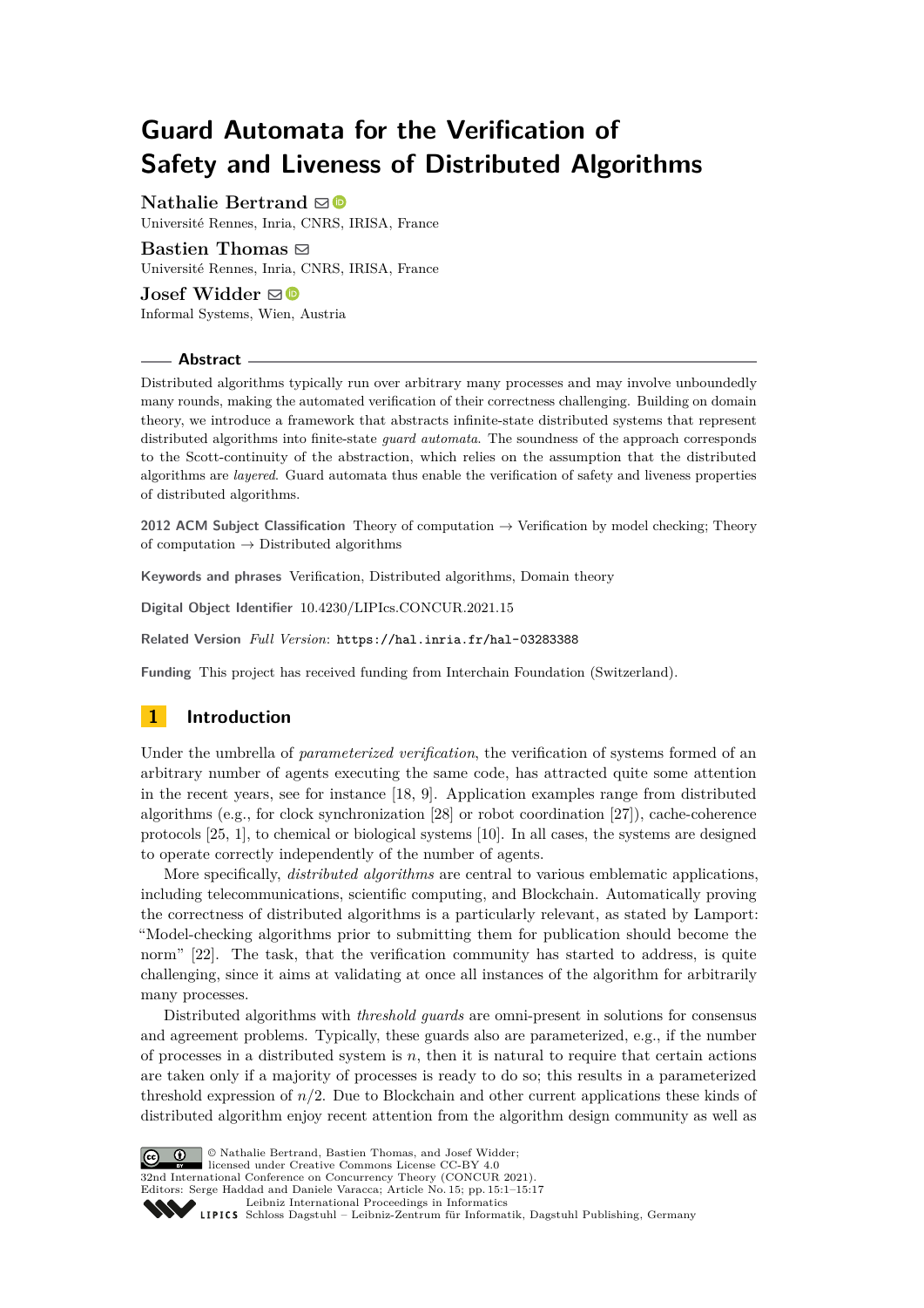# Guard Automata for the Verification of Safety and Liveness of Distributed Algorithms

**Nathalie Bertrand**
Université Rennes, Inria, CNRS, IRISA, France

**Bastien Thomas**
Université Rennes, Inria, CNRS, IRISA, France

**Josef Widder**
Informal Systems, Wien, Austria

## Abstract

Distributed algorithms typically run over arbitrary many processes and may involve unboundedly many rounds, making the automated verification of their correctness challenging. Building on domain theory, we introduce a framework that abstracts infinite-state distributed systems that represent distributed algorithms into finite-state *guard automata*. The soundness of the approach corresponds to the Scott-continuity of the abstraction, which relies on the assumption that the distributed algorithms are *layered*. Guard automata thus enable the verification of safety and liveness properties of distributed algorithms.

**2012 ACM Subject Classification** Theory of computation → Verification by model checking; Theory of computation → Distributed algorithms

**Keywords and phrases** Verification, Distributed algorithms, Domain theory

**Digital Object Identifier** 10.4230/LIPIcs.CONCUR.2021.15

**Related Version** *Full Version*: https://hal.inria.fr/hal-03283388

**Funding** This project has received funding from Interchain Foundation (Switzerland).

## 1 Introduction

Under the umbrella of *parameterized verification*, the verification of systems formed of an arbitrary number of agents executing the same code, has attracted quite some attention in the recent years, see for instance [18, 9]. Application examples range from distributed algorithms (e.g., for clock synchronization [28] or robot coordination [27]), cache-coherence protocols [25, 1], to chemical or biological systems [10]. In all cases, the systems are designed to operate correctly independently of the number of agents.

More specifically, *distributed algorithms* are central to various emblematic applications, including telecommunications, scientific computing, and Blockchain. Automatically proving the correctness of distributed algorithms is a particularly relevant, as stated by Lamport: "Model-checking algorithms prior to submitting them for publication should become the norm" [22]. The task, that the verification community has started to address, is quite challenging, since it aims at validating at once all instances of the algorithm for arbitrarily many processes.

Distributed algorithms with *threshold guards* are omni-present in solutions for consensus and agreement problems. Typically, these guards also are parameterized, e.g., if the number of processes in a distributed system is $n$, then it is natural to require that certain actions are taken only if a majority of processes is ready to do so; this results in a parameterized threshold expression of $n/2$. Due to Blockchain and other current applications these kinds of distributed algorithm enjoy recent attention from the algorithm design community as well as

© Nathalie Bertrand, Bastien Thomas, and Josef Widder;
licensed under Creative Commons License CC-BY 4.0
32nd International Conference on Concurrency Theory (CONCUR 2021).
Editors: Serge Haddad and Daniele Varacca; Article No. 15; pp. 15:1–15:17
Leibniz International Proceedings in Informatics
Schloss Dagstuhl – Leibniz-Zentrum für Informatik, Dagstuhl Publishing, Germany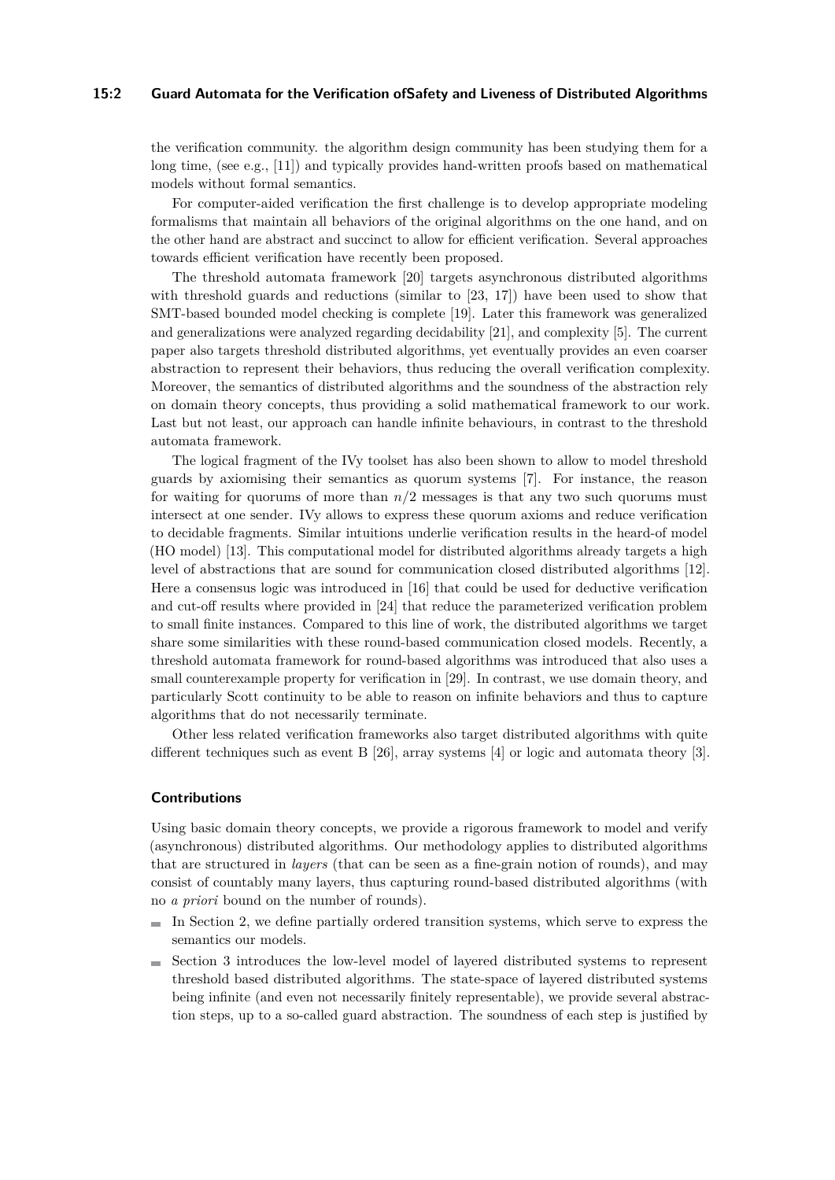the verification community. the algorithm design community has been studying them for a long time, (see e.g., [11]) and typically provides hand-written proofs based on mathematical models without formal semantics.

For computer-aided verification the first challenge is to develop appropriate modeling formalisms that maintain all behaviors of the original algorithms on the one hand, and on the other hand are abstract and succinct to allow for efficient verification. Several approaches towards efficient verification have recently been proposed.

The threshold automata framework [20] targets asynchronous distributed algorithms with threshold guards and reductions (similar to [23, 17]) have been used to show that SMT-based bounded model checking is complete [19]. Later this framework was generalized and generalizations were analyzed regarding decidability [21], and complexity [5]. The current paper also targets threshold distributed algorithms, yet eventually provides an even coarser abstraction to represent their behaviors, thus reducing the overall verification complexity. Moreover, the semantics of distributed algorithms and the soundness of the abstraction rely on domain theory concepts, thus providing a solid mathematical framework to our work. Last but not least, our approach can handle infinite behaviours, in contrast to the threshold automata framework.

The logical fragment of the IVy toolset has also been shown to allow to model threshold guards by axiomising their semantics as quorum systems [7]. For instance, the reason for waiting for quorums of more than $n/2$ messages is that any two such quorums must intersect at one sender. IVy allows to express these quorum axioms and reduce verification to decidable fragments. Similar intuitions underlie verification results in the heard-of model (HO model) [13]. This computational model for distributed algorithms already targets a high level of abstractions that are sound for communication closed distributed algorithms [12]. Here a consensus logic was introduced in [16] that could be used for deductive verification and cut-off results where provided in [24] that reduce the parameterized verification problem to small finite instances. Compared to this line of work, the distributed algorithms we target share some similarities with these round-based communication closed models. Recently, a threshold automata framework for round-based algorithms was introduced that also uses a small counterexample property for verification in [29]. In contrast, we use domain theory, and particularly Scott continuity to be able to reason on infinite behaviors and thus to capture algorithms that do not necessarily terminate.

Other less related verification frameworks also target distributed algorithms with quite different techniques such as event B [26], array systems [4] or logic and automata theory [3].

### Contributions

Using basic domain theory concepts, we provide a rigorous framework to model and verify (asynchronous) distributed algorithms. Our methodology applies to distributed algorithms that are structured in *layers* (that can be seen as a fine-grain notion of rounds), and may consist of countably many layers, thus capturing round-based distributed algorithms (with no *a priori* bound on the number of rounds).

- In Section 2, we define partially ordered transition systems, which serve to express the semantics our models.
- Section 3 introduces the low-level model of layered distributed systems to represent threshold based distributed algorithms. The state-space of layered distributed systems being infinite (and even not necessarily finitely representable), we provide several abstraction steps, up to a so-called guard abstraction. The soundness of each step is justified by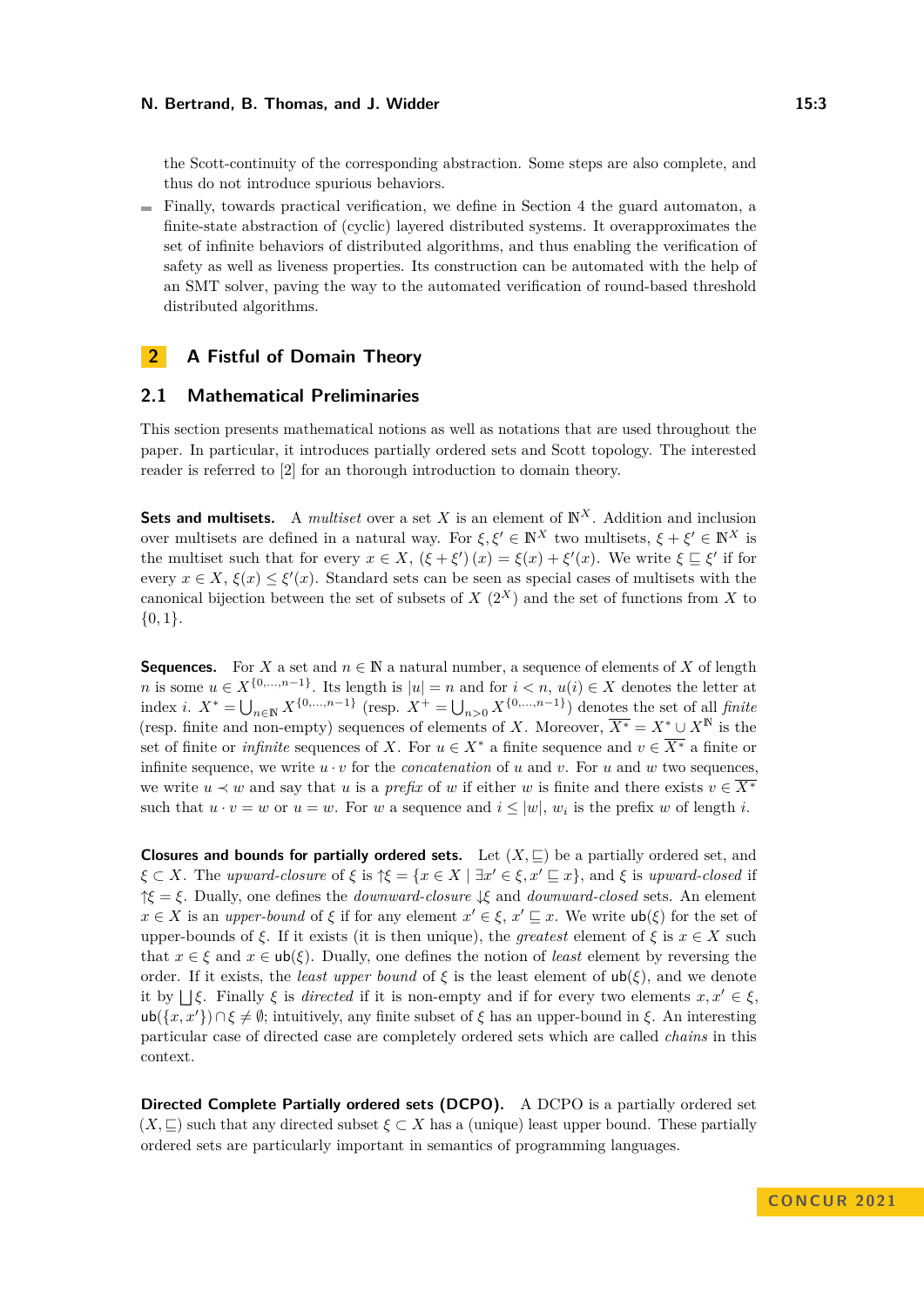the Scott-continuity of the corresponding abstraction. Some steps are also complete, and thus do not introduce spurious behaviors.

- Finally, towards practical verification, we define in Section 4 the guard automaton, a finite-state abstraction of (cyclic) layered distributed systems. It overapproximates the set of infinite behaviors of distributed algorithms, and thus enabling the verification of safety as well as liveness properties. Its construction can be automated with the help of an SMT solver, paving the way to the automated verification of round-based threshold distributed algorithms.

# 2 A Fistful of Domain Theory

## 2.1 Mathematical Preliminaries

This section presents mathematical notions as well as notations that are used throughout the paper. In particular, it introduces partially ordered sets and Scott topology. The interested reader is referred to [2] for an thorough introduction to domain theory.

**Sets and multisets.** A *multiset* over a set $X$ is an element of $\mathbb{N}^X$. Addition and inclusion over multisets are defined in a natural way. For $\xi, \xi' \in \mathbb{N}^X$ two multisets, $\xi + \xi' \in \mathbb{N}^X$ is the multiset such that for every $x \in X$, $(\xi + \xi')(x) = \xi(x) + \xi'(x)$. We write $\xi \sqsubseteq \xi'$ if for every $x \in X$, $\xi(x) \leq \xi'(x)$. Standard sets can be seen as special cases of multisets with the canonical bijection between the set of subsets of $X$ ($2^X$) and the set of functions from $X$ to $\{0, 1\}$.

**Sequences.** For $X$ a set and $n \in \mathbb{N}$ a natural number, a sequence of elements of $X$ of length $n$ is some $u \in X^{\{0,\dots,n-1\}}$. Its length is $|u| = n$ and for $i < n$, $u(i) \in X$ denotes the letter at index $i$. $X^* = \bigcup_{n \in \mathbb{N}} X^{\{0,\dots,n-1\}}$ (resp. $X^+ = \bigcup_{n>0} X^{\{0,\dots,n-1\}}$) denotes the set of all *finite* (resp. finite and non-empty) sequences of elements of $X$. Moreover, $\overline{X^*} = X^* \cup X^{\mathbb{N}}$ is the set of finite or *infinite* sequences of $X$. For $u \in X^*$ a finite sequence and $v \in \overline{X^*}$ a finite or infinite sequence, we write $u \cdot v$ for the *concatenation* of $u$ and $v$. For $u$ and $w$ two sequences, we write $u \prec w$ and say that $u$ is a *prefix* of $w$ if either $w$ is finite and there exists $v \in \overline{X^*}$ such that $u \cdot v = w$ or $u = w$. For $w$ a sequence and $i \leq |w|$, $w_i$ is the prefix $w$ of length $i$.

**Closures and bounds for partially ordered sets.** Let $(X, \sqsubseteq)$ be a partially ordered set, and $\xi \subset X$. The *upward-closure* of $\xi$ is $\uparrow\xi = \{x \in X \mid \exists x' \in \xi, x' \sqsubseteq x\}$, and $\xi$ is *upward-closed* if $\uparrow\xi = \xi$. Dually, one defines the *downward-closure* $\downarrow\xi$ and *downward-closed* sets. An element $x \in X$ is an *upper-bound* of $\xi$ if for any element $x' \in \xi$, $x' \sqsubseteq x$. We write $\mathsf{ub}(\xi)$ for the set of upper-bounds of $\xi$. If it exists (it is then unique), the *greatest* element of $\xi$ is $x \in X$ such that $x \in \xi$ and $x \in \mathsf{ub}(\xi)$. Dually, one defines the notion of *least* element by reversing the order. If it exists, the *least upper bound* of $\xi$ is the least element of $\mathsf{ub}(\xi)$, and we denote it by $\bigsqcup \xi$. Finally $\xi$ is *directed* if it is non-empty and if for every two elements $x, x' \in \xi$, $\mathsf{ub}(\{x, x'\}) \cap \xi \neq \emptyset$; intuitively, any finite subset of $\xi$ has an upper-bound in $\xi$. An interesting particular case of directed case are completely ordered sets which are called *chains* in this context.

**Directed Complete Partially ordered sets (DCPO).** A DCPO is a partially ordered set $(X, \sqsubseteq)$ such that any directed subset $\xi \subset X$ has a (unique) least upper bound. These partially ordered sets are particularly important in semantics of programming languages.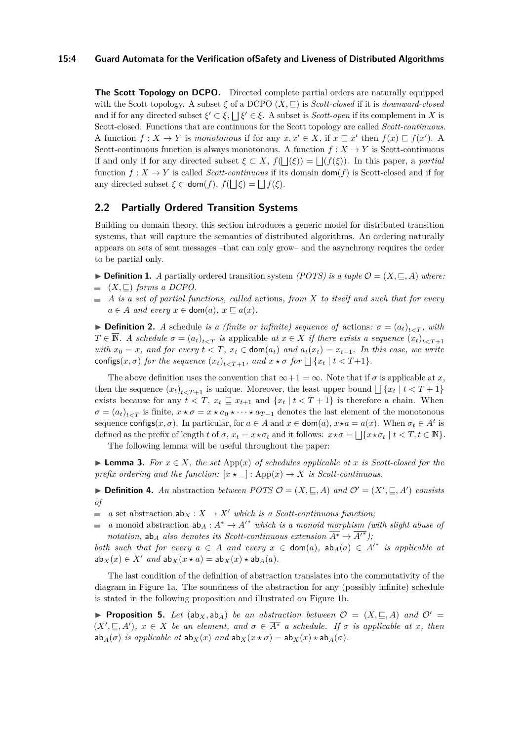**The Scott Topology on DCPO.** Directed complete partial orders are naturally equipped with the Scott topology. A subset $\xi$ of a DCPO $(X, \sqsubseteq)$ is *Scott-closed* if it is *downward-closed* and if for any directed subset $\xi' \subset \xi$, $\bigsqcup \xi' \in \xi$. A subset is *Scott-open* if its complement in $X$ is Scott-closed. Functions that are continuous for the Scott topology are called *Scott-continuous*. A function $f : X \to Y$ is *monotonous* if for any $x, x' \in X$, if $x \sqsubseteq x'$ then $f(x) \sqsubseteq f(x')$. A Scott-continuous function is always monotonous. A function $f : X \to Y$ is Scott-continuous if and only if for any directed subset $\xi \subset X$, $f(\bigsqcup(\xi)) = \bigsqcup(f(\xi))$. In this paper, a *partial* function $f : X \to Y$ is called *Scott-continuous* if its domain $\mathsf{dom}(f)$ is Scott-closed and if for any directed subset $\xi \subset \mathsf{dom}(f)$, $f(\bigsqcup \xi) = \bigsqcup f(\xi)$.

## 2.2 Partially Ordered Transition Systems

Building on domain theory, this section introduces a generic model for distributed transition systems, that will capture the semantics of distributed algorithms. An ordering naturally appears on sets of sent messages –that can only grow– and the asynchrony requires the order to be partial only.

▶ **Definition 1.** *A* partially ordered transition system *(POTS) is a tuple $\mathcal{O} = (X, \sqsubseteq, A)$ where:*

- *$(X, \sqsubseteq)$ forms a DCPO.*
- *$A$ is a set of partial functions, called* actions*, from $X$ to itself and such that for every $a \in A$ and every $x \in \mathsf{dom}(a)$, $x \sqsubseteq a(x)$.*

▶ **Definition 2.** *A* schedule *is a (finite or infinite) sequence of* actions*: $\sigma = (a_t)_{t<T}$, with $T \in \overline{\mathbb{N}}$. A schedule $\sigma = (a_t)_{t<T}$ is* applicable *at $x \in X$ if there exists a sequence $(x_t)_{t<T+1}$ with $x_0 = x$, and for every $t < T$, $x_t \in \mathsf{dom}(a_t)$ and $a_t(x_t) = x_{t+1}$. In this case, we write $\mathsf{configs}(x, \sigma)$ for the sequence $(x_t)_{t<T+1}$, and $x \star \sigma$ for $\bigsqcup \{x_t \mid t < T{+}1\}$.*

The above definition uses the convention that $\infty + 1 = \infty$. Note that if $\sigma$ is applicable at $x$, then the sequence $(x_t)_{t<T+1}$ is unique. Moreover, the least upper bound $\bigsqcup \{x_t \mid t < T+1\}$ exists because for any $t < T$, $x_t \sqsubseteq x_{t+1}$ and $\{x_t \mid t < T+1\}$ is therefore a chain. When $\sigma = (a_t)_{t<T}$ is finite, $x \star \sigma = x \star a_0 \star \cdots \star a_{T-1}$ denotes the last element of the monotonous sequence $\mathsf{configs}(x, \sigma)$. In particular, for $a \in A$ and $x \in \mathsf{dom}(a)$, $x \star a = a(x)$. When $\sigma_t \in A^t$ is defined as the prefix of length $t$ of $\sigma$, $x_t = x \star \sigma_t$ and it follows: $x \star \sigma = \bigsqcup \{x \star \sigma_t \mid t < T, t \in \mathbb{N}\}$.

The following lemma will be useful throughout the paper:

▶ **Lemma 3.** *For $x \in X$, the set $\mathrm{App}(x)$ of schedules applicable at $x$ is Scott-closed for the prefix ordering and the function: $[x \star \_] : \mathrm{App}(x) \to X$ is Scott-continuous.*

▶ **Definition 4.** *An* abstraction *between POTS $\mathcal{O} = (X, \sqsubseteq, A)$ and $\mathcal{O}' = (X', \sqsubseteq, A')$ consists of*

- *a* set abstraction *$\mathsf{ab}_X : X \to X'$ which is a Scott-continuous function;*
- *a* monoid abstraction *$\mathsf{ab}_A : A^* \to {A'}^*$ which is a monoid morphism (with slight abuse of notation, $\mathsf{ab}_A$ also denotes its Scott-continuous extension $\overline{A^*} \to \overline{{A'}^*}$);*

*both such that for every $a \in A$ and every $x \in \mathsf{dom}(a)$, $\mathsf{ab}_A(a) \in {A'}^*$ is applicable at $\mathsf{ab}_X(x) \in X'$ and $\mathsf{ab}_X(x \star a) = \mathsf{ab}_X(x) \star \mathsf{ab}_A(a)$.*

The last condition of the definition of abstraction translates into the commutativity of the diagram in Figure 1a. The soundness of the abstraction for any (possibly infinite) schedule is stated in the following proposition and illustrated on Figure 1b.

▶ **Proposition 5.** *Let $(\mathsf{ab}_X, \mathsf{ab}_A)$ be an abstraction between $\mathcal{O} = (X, \sqsubseteq, A)$ and $\mathcal{O}' = (X', \sqsubseteq, A')$, $x \in X$ be an element, and $\sigma \in \overline{A^*}$ a schedule. If $\sigma$ is applicable at $x$, then $\mathsf{ab}_A(\sigma)$ is applicable at $\mathsf{ab}_X(x)$ and $\mathsf{ab}_X(x \star \sigma) = \mathsf{ab}_X(x) \star \mathsf{ab}_A(\sigma)$.*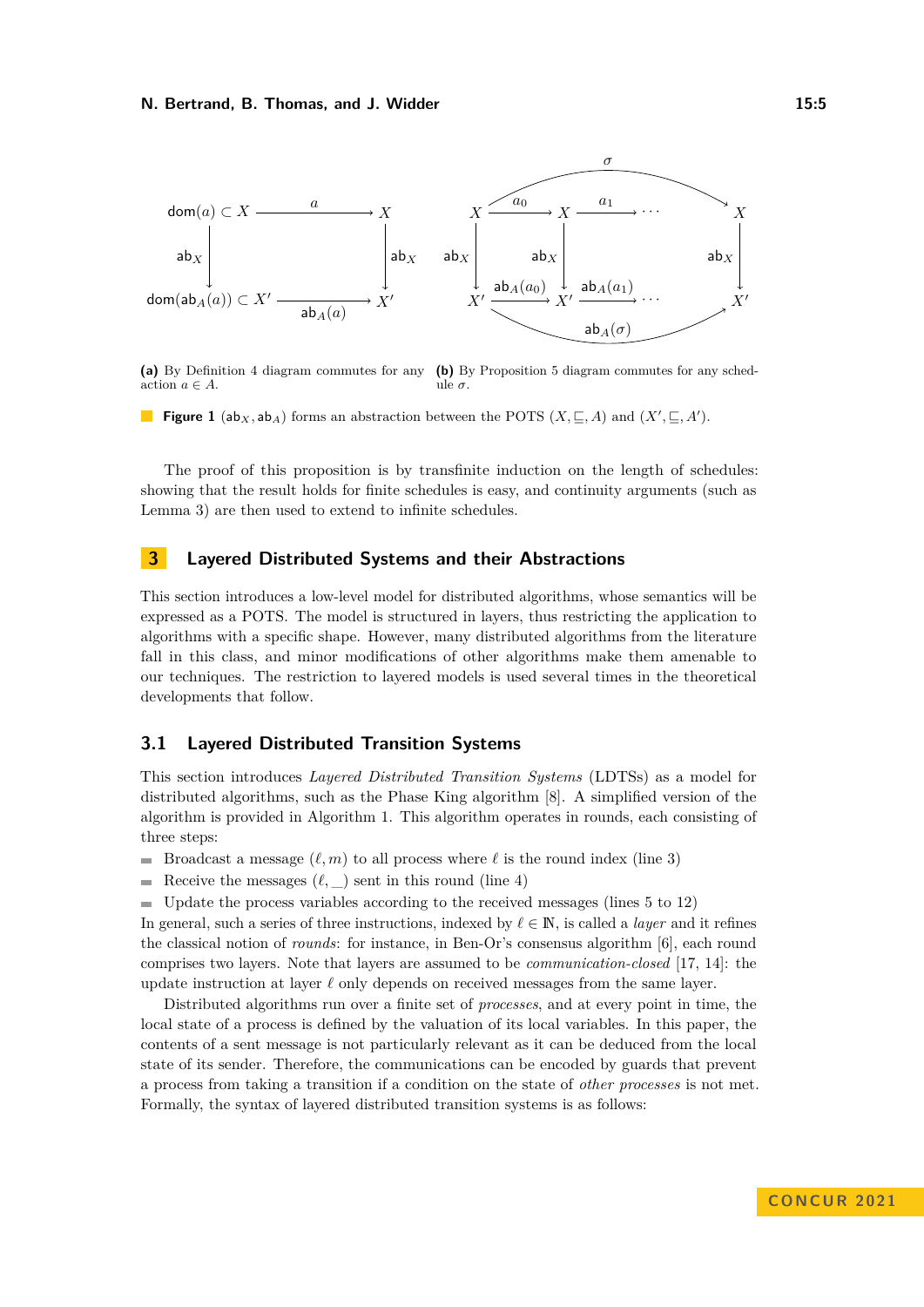(a) By Definition 4 diagram commutes for any action $a \in A$.

(b) By Proposition 5 diagram commutes for any schedule $\sigma$.

**Figure 1** $(\mathsf{ab}_X, \mathsf{ab}_A)$ forms an abstraction between the POTS $(X, \sqsubseteq, A)$ and $(X', \sqsubseteq, A')$.

The proof of this proposition is by transfinite induction on the length of schedules: showing that the result holds for finite schedules is easy, and continuity arguments (such as Lemma 3) are then used to extend to infinite schedules.

## 3 Layered Distributed Systems and their Abstractions

This section introduces a low-level model for distributed algorithms, whose semantics will be expressed as a POTS. The model is structured in layers, thus restricting the application to algorithms with a specific shape. However, many distributed algorithms from the literature fall in this class, and minor modifications of other algorithms make them amenable to our techniques. The restriction to layered models is used several times in the theoretical developments that follow.

### 3.1 Layered Distributed Transition Systems

This section introduces *Layered Distributed Transition Systems* (LDTSs) as a model for distributed algorithms, such as the Phase King algorithm [8]. A simplified version of the algorithm is provided in Algorithm 1. This algorithm operates in rounds, each consisting of three steps:

- Broadcast a message $(\ell, m)$ to all process where $\ell$ is the round index (line 3)
- Receive the messages $(\ell, \_)$ sent in this round (line 4)
- Update the process variables according to the received messages (lines 5 to 12)

In general, such a series of three instructions, indexed by $\ell \in \mathbb{N}$, is called a *layer* and it refines the classical notion of *rounds*: for instance, in Ben-Or's consensus algorithm [6], each round comprises two layers. Note that layers are assumed to be *communication-closed* [17, 14]: the update instruction at layer $\ell$ only depends on received messages from the same layer.

Distributed algorithms run over a finite set of *processes*, and at every point in time, the local state of a process is defined by the valuation of its local variables. In this paper, the contents of a sent message is not particularly relevant as it can be deduced from the local state of its sender. Therefore, the communications can be encoded by guards that prevent a process from taking a transition if a condition on the state of *other processes* is not met. Formally, the syntax of layered distributed transition systems is as follows: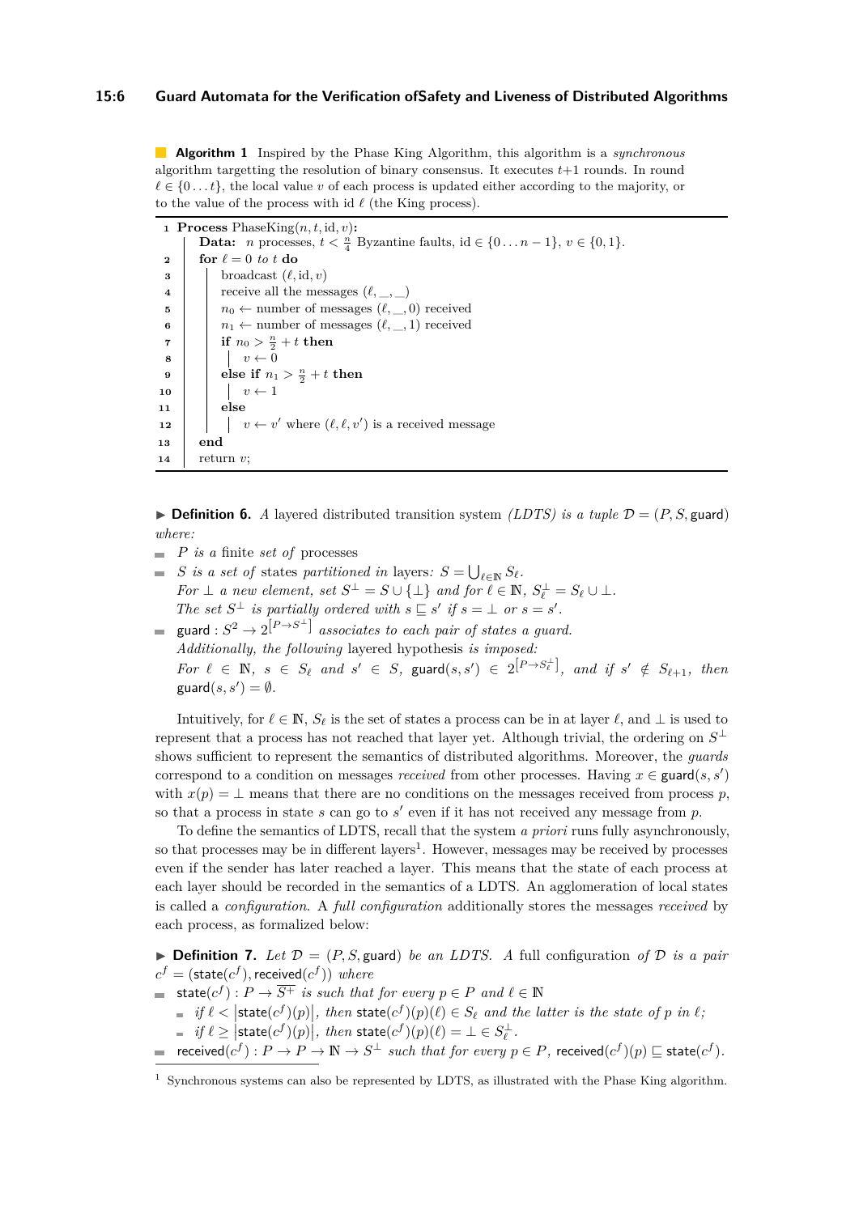**Algorithm 1** Inspired by the Phase King Algorithm, this algorithm is a *synchronous* algorithm targetting the resolution of binary consensus. It executes $t+1$ rounds. In round $\ell \in \{0 \dots t\}$, the local value $v$ of each process is updated either according to the majority, or to the value of the process with id $\ell$ (the King process).

```
1  Process PhaseKing(n, t, id, v):
       Data: n processes, t < n/4 Byzantine faults, id ∈ {0...n−1}, v ∈ {0,1}.
2      for ℓ = 0 to t do
3          broadcast (ℓ, id, v)
4          receive all the messages (ℓ, _, _)
5          n0 ← number of messages (ℓ, _, 0) received
6          n1 ← number of messages (ℓ, _, 1) received
7          if n0 > n/2 + t then
8              v ← 0
9          else if n1 > n/2 + t then
10             v ← 1
11         else
12             v ← v' where (ℓ, ℓ, v') is a received message
13     end
14     return v;
```

▶ **Definition 6.** *A* layered distributed transition system *(LDTS) is a tuple* $\mathcal{D} = (P, S, \mathsf{guard})$ *where:*

- $P$ *is a* finite *set of* processes
- $S$ *is a set of* states *partitioned in* layers*:* $S = \bigcup_{\ell \in \mathbb{N}} S_\ell$.
  *For* $\bot$ *a new element, set* $S^\bot = S \cup \{\bot\}$ *and for* $\ell \in \mathbb{N}$, $S_\ell^\bot = S_\ell \cup \bot$.
  *The set* $S^\bot$ *is partially ordered with* $s \sqsubseteq s'$ *if* $s = \bot$ *or* $s = s'$.
- $\mathsf{guard} : S^2 \to 2^{[P \to S^\bot]}$ *associates to each pair of states a guard.*
  *Additionally, the following* layered hypothesis *is imposed:*
  *For* $\ell \in \mathbb{N}$, $s \in S_\ell$ *and* $s' \in S$, $\mathsf{guard}(s, s') \in 2^{[P \to S_\ell^\bot]}$, *and if* $s' \notin S_{\ell+1}$, *then* $\mathsf{guard}(s, s') = \emptyset$.

Intuitively, for $\ell \in \mathbb{N}$, $S_\ell$ is the set of states a process can be in at layer $\ell$, and $\bot$ is used to represent that a process has not reached that layer yet. Although trivial, the ordering on $S^\bot$ shows sufficient to represent the semantics of distributed algorithms. Moreover, the *guards* correspond to a condition on messages *received* from other processes. Having $x \in \mathsf{guard}(s, s')$ with $x(p) = \bot$ means that there are no conditions on the messages received from process $p$, so that a process in state $s$ can go to $s'$ even if it has not received any message from $p$.

To define the semantics of LDTS, recall that the system *a priori* runs fully asynchronously, so that processes may be in different layers[1]. However, messages may be received by processes even if the sender has later reached a layer. This means that the state of each process at each layer should be recorded in the semantics of a LDTS. An agglomeration of local states is called a *configuration*. A *full configuration* additionally stores the messages *received* by each process, as formalized below:

▶ **Definition 7.** *Let* $\mathcal{D} = (P, S, \mathsf{guard})$ *be an LDTS. A* full configuration *of* $\mathcal{D}$ *is a pair* $c^f = (\mathsf{state}(c^f), \mathsf{received}(c^f))$ *where*

- $\mathsf{state}(c^f) : P \to \overline{S^+}$ *is such that for every* $p \in P$ *and* $\ell \in \mathbb{N}$
  - *if* $\ell < \left|\mathsf{state}(c^f)(p)\right|$, *then* $\mathsf{state}(c^f)(p)(\ell) \in S_\ell$ *and the latter is the state of* $p$ *in* $\ell$*;*
  - *if* $\ell \geq \left|\mathsf{state}(c^f)(p)\right|$, *then* $\mathsf{state}(c^f)(p)(\ell) = \bot \in S_\ell^\bot$.
- $\mathsf{received}(c^f) : P \to P \to \mathbb{N} \to S^\bot$ *such that for every* $p \in P$, $\mathsf{received}(c^f)(p) \sqsubseteq \mathsf{state}(c^f)$.

[1] Synchronous systems can also be represented by LDTS, as illustrated with the Phase King algorithm.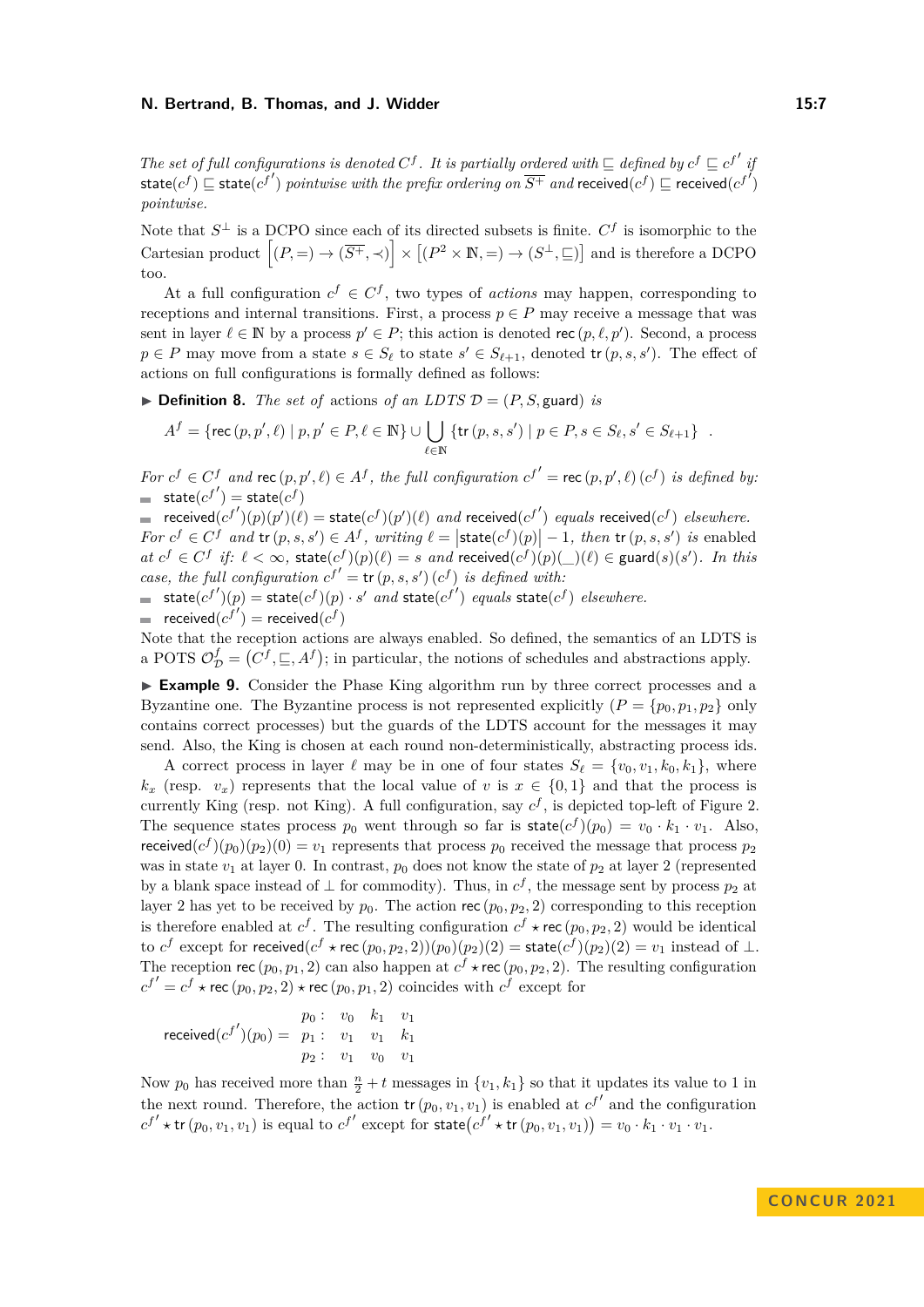*The set of full configurations is denoted $C^f$. It is partially ordered with $\sqsubseteq$ defined by $c^f \sqsubseteq c^{f'}$ if* $\mathsf{state}(c^f) \sqsubseteq \mathsf{state}(c^{f'})$ *pointwise with the prefix ordering on $\overline{S^+}$ and* $\mathsf{received}(c^f) \sqsubseteq \mathsf{received}(c^{f'})$ *pointwise.*

Note that $S^\perp$ is a DCPO since each of its directed subsets is finite. $C^f$ is isomorphic to the Cartesian product $\left[(P,=) \to (\overline{S^+}, \prec)\right] \times \left[(P^2 \times \mathbb{N}, =) \to (S^\perp, \sqsubseteq)\right]$ and is therefore a DCPO too.

At a full configuration $c^f \in C^f$, two types of *actions* may happen, corresponding to receptions and internal transitions. First, a process $p \in P$ may receive a message that was sent in layer $\ell \in \mathbb{N}$ by a process $p' \in P$; this action is denoted $\mathsf{rec}\,(p, \ell, p')$. Second, a process $p \in P$ may move from a state $s \in S_\ell$ to state $s' \in S_{\ell+1}$, denoted $\mathsf{tr}\,(p, s, s')$. The effect of actions on full configurations is formally defined as follows:

▶ **Definition 8.** *The set of* actions *of an LDTS $\mathcal{D} = (P, S, \mathsf{guard})$ is*

$$A^f = \{\mathsf{rec}\,(p, p', \ell) \mid p, p' \in P, \ell \in \mathbb{N}\} \cup \bigcup_{\ell \in \mathbb{N}} \{\mathsf{tr}\,(p, s, s') \mid p \in P, s \in S_\ell, s' \in S_{\ell+1}\} \quad .$$

*For $c^f \in C^f$ and $\mathsf{rec}\,(p, p', \ell) \in A^f$, the full configuration $c^{f'} = \mathsf{rec}\,(p, p', \ell)\,(c^f)$ is defined by:*

- $\mathsf{state}(c^{f'}) = \mathsf{state}(c^f)$
- $\mathsf{received}(c^{f'})(p)(p')(\ell) = \mathsf{state}(c^f)(p')(\ell)$ *and* $\mathsf{received}(c^{f'})$ *equals* $\mathsf{received}(c^f)$ *elsewhere.*

*For $c^f \in C^f$ and $\mathsf{tr}\,(p, s, s') \in A^f$, writing $\ell = \left|\mathsf{state}(c^f)(p)\right| - 1$, then $\mathsf{tr}\,(p, s, s')$ is* enabled *at $c^f \in C^f$ if: $\ell < \infty$, $\mathsf{state}(c^f)(p)(\ell) = s$ and $\mathsf{received}(c^f)(p)(\_)(\ell) \in \mathsf{guard}(s)(s')$. In this case, the full configuration $c^{f'} = \mathsf{tr}\,(p, s, s')\,(c^f)$ is defined with:*

- $\mathsf{state}(c^{f'})(p) = \mathsf{state}(c^f)(p) \cdot s'$ *and* $\mathsf{state}(c^{f'})$ *equals* $\mathsf{state}(c^f)$ *elsewhere.*
- $\mathsf{received}(c^{f'}) = \mathsf{received}(c^f)$

Note that the reception actions are always enabled. So defined, the semantics of an LDTS is a POTS $\mathcal{O}^f_{\mathcal{D}} = \left(C^f, \sqsubseteq, A^f\right)$; in particular, the notions of schedules and abstractions apply.

▶ **Example 9.** Consider the Phase King algorithm run by three correct processes and a Byzantine one. The Byzantine process is not represented explicitly ($P = \{p_0, p_1, p_2\}$ only contains correct processes) but the guards of the LDTS account for the messages it may send. Also, the King is chosen at each round non-deterministically, abstracting process ids.

A correct process in layer $\ell$ may be in one of four states $S_\ell = \{v_0, v_1, k_0, k_1\}$, where $k_x$ (resp. $v_x$) represents that the local value of $v$ is $x \in \{0, 1\}$ and that the process is currently King (resp. not King). A full configuration, say $c^f$, is depicted top-left of Figure 2. The sequence states process $p_0$ went through so far is $\mathsf{state}(c^f)(p_0) = v_0 \cdot k_1 \cdot v_1$. Also, $\mathsf{received}(c^f)(p_0)(p_2)(0) = v_1$ represents that process $p_0$ received the message that process $p_2$ was in state $v_1$ at layer 0. In contrast, $p_0$ does not know the state of $p_2$ at layer 2 (represented by a blank space instead of $\perp$ for commodity). Thus, in $c^f$, the message sent by process $p_2$ at layer 2 has yet to be received by $p_0$. The action $\mathsf{rec}\,(p_0, p_2, 2)$ corresponding to this reception is therefore enabled at $c^f$. The resulting configuration $c^f \star \mathsf{rec}\,(p_0, p_2, 2)$ would be identical to $c^f$ except for $\mathsf{received}(c^f \star \mathsf{rec}\,(p_0, p_2, 2))(p_0)(p_2)(2) = \mathsf{state}(c^f)(p_2)(2) = v_1$ instead of $\perp$. The reception $\mathsf{rec}\,(p_0, p_1, 2)$ can also happen at $c^f \star \mathsf{rec}\,(p_0, p_2, 2)$. The resulting configuration $c^{f'} = c^f \star \mathsf{rec}\,(p_0, p_2, 2) \star \mathsf{rec}\,(p_0, p_1, 2)$ coincides with $c^f$ except for

$$\mathsf{received}(c^{f'})(p_0) = \begin{array}{llll} p_0 : & v_0 & k_1 & v_1 \\ p_1 : & v_1 & v_1 & k_1 \\ p_2 : & v_1 & v_0 & v_1 \end{array}$$

Now $p_0$ has received more than $\frac{n}{2} + t$ messages in $\{v_1, k_1\}$ so that it updates its value to 1 in the next round. Therefore, the action $\mathsf{tr}\,(p_0, v_1, v_1)$ is enabled at $c^{f'}$ and the configuration $c^{f'} \star \mathsf{tr}\,(p_0, v_1, v_1)$ is equal to $c^{f'}$ except for $\mathsf{state}(c^{f'} \star \mathsf{tr}\,(p_0, v_1, v_1)) = v_0 \cdot k_1 \cdot v_1 \cdot v_1$.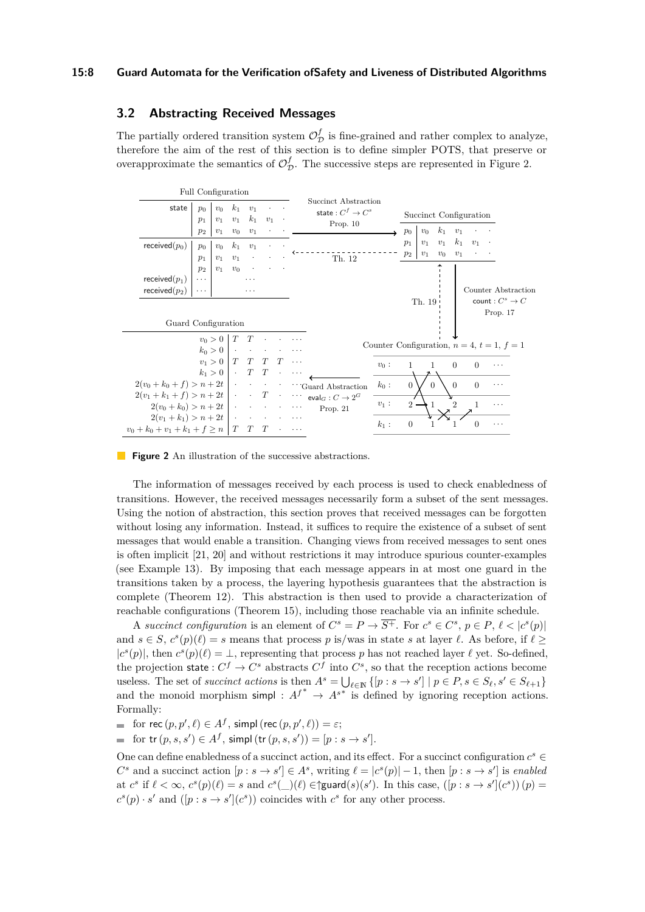## 3.2 Abstracting Received Messages

The partially ordered transition system $\mathcal{O}^f_{\mathcal{D}}$ is fine-grained and rather complex to analyze, therefore the aim of the rest of this section is to define simpler POTS, that preserve or overapproximate the semantics of $\mathcal{O}^f_{\mathcal{D}}$. The successive steps are represented in Figure 2.

**Figure 2** An illustration of the successive abstractions.

The information of messages received by each process is used to check enabledness of transitions. However, the received messages necessarily form a subset of the sent messages. Using the notion of abstraction, this section proves that received messages can be forgotten without losing any information. Instead, it suffices to require the existence of a subset of sent messages that would enable a transition. Changing views from received messages to sent ones is often implicit [21, 20] and without restrictions it may introduce spurious counter-examples (see Example 13). By imposing that each message appears in at most one guard in the transitions taken by a process, the layering hypothesis guarantees that the abstraction is complete (Theorem 12). This abstraction is then used to provide a characterization of reachable configurations (Theorem 15), including those reachable via an infinite schedule.

A *succinct configuration* is an element of $C^s = P \to \overline{S^+}$. For $c^s \in C^s$, $p \in P$, $\ell < |c^s(p)|$ and $s \in S$, $c^s(p)(\ell) = s$ means that process $p$ is/was in state $s$ at layer $\ell$. As before, if $\ell \geq |c^s(p)|$, then $c^s(p)(\ell) = \bot$, representing that process $p$ has not reached layer $\ell$ yet. So-defined, the projection $\mathsf{state} : C^f \to C^s$ abstracts $C^f$ into $C^s$, so that the reception actions become useless. The set of *succinct actions* is then $A^s = \bigcup_{\ell \in \mathbb{N}} \{[p : s \to s'] \mid p \in P, s \in S_\ell, s' \in S_{\ell+1}\}$ and the monoid morphism $\mathsf{simpl} : A^{f^*} \to A^{s^*}$ is defined by ignoring reception actions. Formally:

- for $\mathsf{rec}(p, p', \ell) \in A^f$, $\mathsf{simpl}(\mathsf{rec}(p, p', \ell)) = \varepsilon$;
- for $\mathsf{tr}(p, s, s') \in A^f$, $\mathsf{simpl}(\mathsf{tr}(p, s, s')) = [p : s \to s']$.

One can define enabledness of a succinct action, and its effect. For a succinct configuration $c^s \in C^s$ and a succinct action $[p : s \to s'] \in A^s$, writing $\ell = |c^s(p)| - 1$, then $[p : s \to s']$ is *enabled* at $c^s$ if $\ell < \infty$, $c^s(p)(\ell) = s$ and $c^s(\_)(\ell) \in \uparrow\mathsf{guard}(s)(s')$. In this case, $([p : s \to s'](c^s))(p) = c^s(p) \cdot s'$ and $([p : s \to s'](c^s))$ coincides with $c^s$ for any other process.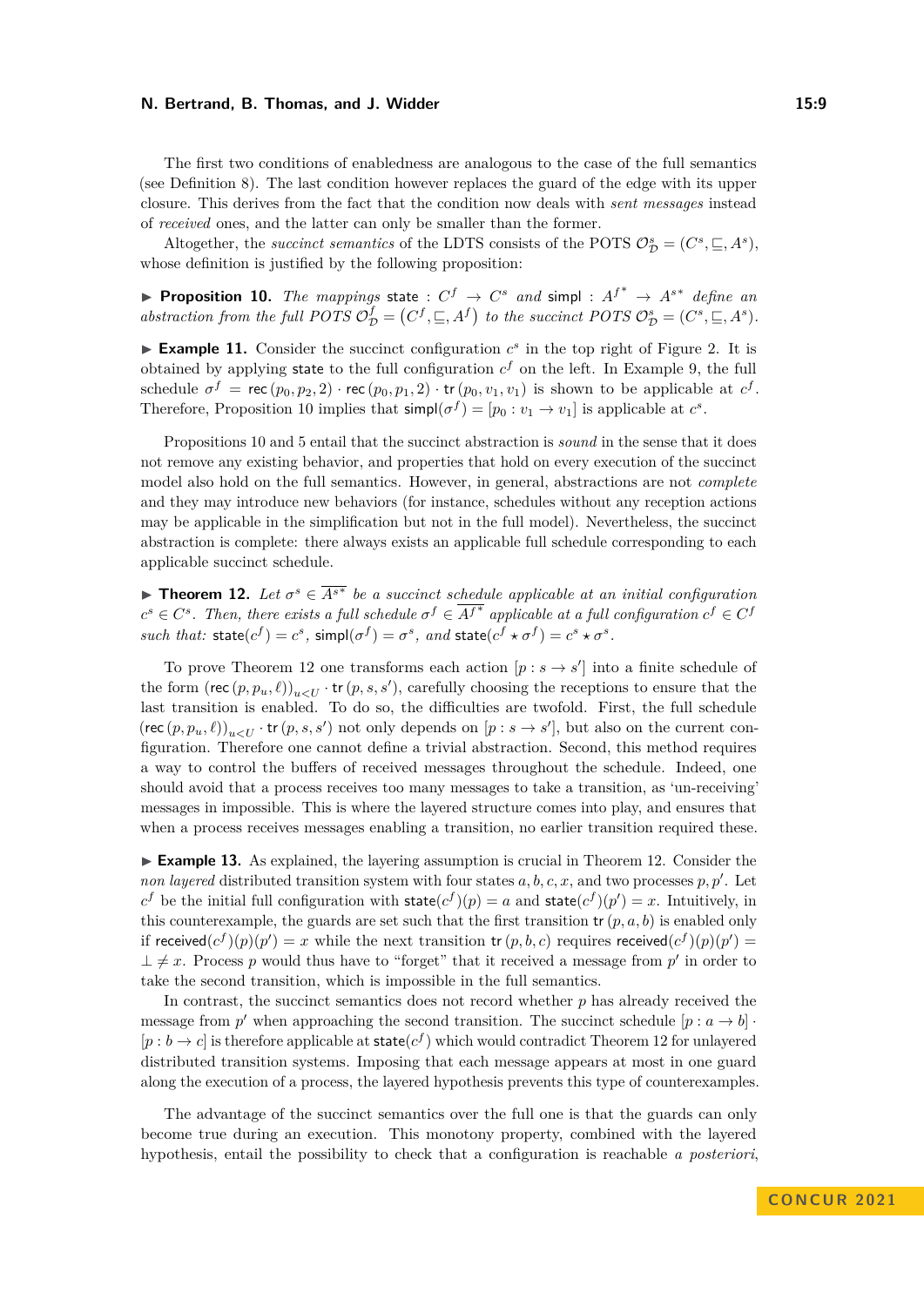The first two conditions of enabledness are analogous to the case of the full semantics (see Definition 8). The last condition however replaces the guard of the edge with its upper closure. This derives from the fact that the condition now deals with *sent messages* instead of *received* ones, and the latter can only be smaller than the former.

Altogether, the *succinct semantics* of the LDTS consists of the POTS $\mathcal{O}^s_{\mathcal{D}} = (C^s, \sqsubseteq, A^s)$, whose definition is justified by the following proposition:

▶ **Proposition 10.** *The mappings* $\mathsf{state} : C^f \to C^s$ *and* $\mathsf{simpl} : {A^f}^* \to {A^s}^*$ *define an abstraction from the full POTS* $\mathcal{O}^f_{\mathcal{D}} = (C^f, \sqsubseteq, A^f)$ *to the succinct POTS* $\mathcal{O}^s_{\mathcal{D}} = (C^s, \sqsubseteq, A^s)$.

▶ **Example 11.** Consider the succinct configuration $c^s$ in the top right of Figure 2. It is obtained by applying $\mathsf{state}$ to the full configuration $c^f$ on the left. In Example 9, the full schedule $\sigma^f = \mathsf{rec}\,(p_0, p_2, 2) \cdot \mathsf{rec}\,(p_0, p_1, 2) \cdot \mathsf{tr}\,(p_0, v_1, v_1)$ is shown to be applicable at $c^f$. Therefore, Proposition 10 implies that $\mathsf{simpl}(\sigma^f) = [p_0 : v_1 \to v_1]$ is applicable at $c^s$.

Propositions 10 and 5 entail that the succinct abstraction is *sound* in the sense that it does not remove any existing behavior, and properties that hold on every execution of the succinct model also hold on the full semantics. However, in general, abstractions are not *complete* and they may introduce new behaviors (for instance, schedules without any reception actions may be applicable in the simplification but not in the full model). Nevertheless, the succinct abstraction is complete: there always exists an applicable full schedule corresponding to each applicable succinct schedule.

▶ **Theorem 12.** *Let* $\sigma^s \in \overline{A^{s*}}$ *be a succinct schedule applicable at an initial configuration* $c^s \in C^s$*. Then, there exists a full schedule* $\sigma^f \in \overline{A^{f*}}$ *applicable at a full configuration* $c^f \in C^f$ *such that:* $\mathsf{state}(c^f) = c^s$*,* $\mathsf{simpl}(\sigma^f) = \sigma^s$*, and* $\mathsf{state}(c^f \star \sigma^f) = c^s \star \sigma^s$.

To prove Theorem 12 one transforms each action $[p : s \to s']$ into a finite schedule of the form $(\mathsf{rec}\,(p, p_u, \ell))_{u<U} \cdot \mathsf{tr}\,(p, s, s')$, carefully choosing the receptions to ensure that the last transition is enabled. To do so, the difficulties are twofold. First, the full schedule $(\mathsf{rec}\,(p, p_u, \ell))_{u<U} \cdot \mathsf{tr}\,(p, s, s')$ not only depends on $[p : s \to s']$, but also on the current configuration. Therefore one cannot define a trivial abstraction. Second, this method requires a way to control the buffers of received messages throughout the schedule. Indeed, one should avoid that a process receives too many messages to take a transition, as 'un-receiving' messages in impossible. This is where the layered structure comes into play, and ensures that when a process receives messages enabling a transition, no earlier transition required these.

▶ **Example 13.** As explained, the layering assumption is crucial in Theorem 12. Consider the *non layered* distributed transition system with four states $a, b, c, x$, and two processes $p, p'$. Let $c^f$ be the initial full configuration with $\mathsf{state}(c^f)(p) = a$ and $\mathsf{state}(c^f)(p') = x$. Intuitively, in this counterexample, the guards are set such that the first transition $\mathsf{tr}\,(p, a, b)$ is enabled only if $\mathsf{received}(c^f)(p)(p') = x$ while the next transition $\mathsf{tr}\,(p, b, c)$ requires $\mathsf{received}(c^f)(p)(p') = \bot \neq x$. Process $p$ would thus have to "forget" that it received a message from $p'$ in order to take the second transition, which is impossible in the full semantics.

In contrast, the succinct semantics does not record whether $p$ has already received the message from $p'$ when approaching the second transition. The succinct schedule $[p : a \to b] \cdot [p : b \to c]$ is therefore applicable at $\mathsf{state}(c^f)$ which would contradict Theorem 12 for unlayered distributed transition systems. Imposing that each message appears at most in one guard along the execution of a process, the layered hypothesis prevents this type of counterexamples.

The advantage of the succinct semantics over the full one is that the guards can only become true during an execution. This monotony property, combined with the layered hypothesis, entail the possibility to check that a configuration is reachable *a posteriori*,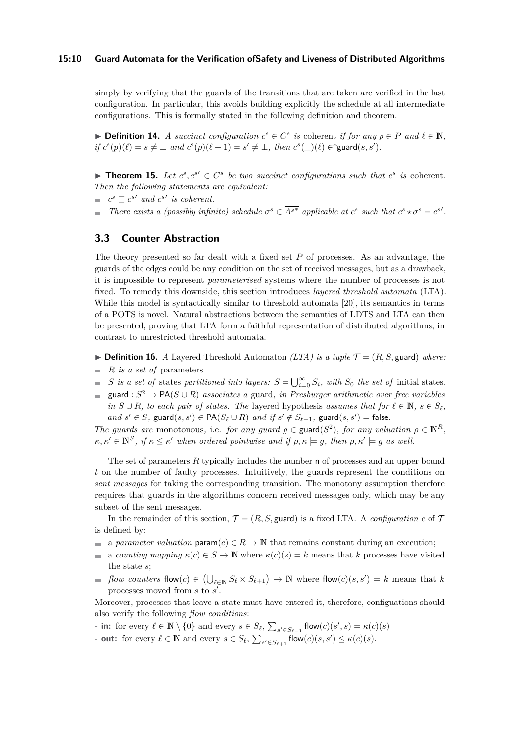simply by verifying that the guards of the transitions that are taken are verified in the last configuration. In particular, this avoids building explicitly the schedule at all intermediate configurations. This is formally stated in the following definition and theorem.

▶ **Definition 14.** *A succinct configuration $c^s \in C^s$ is* coherent *if for any $p \in P$ and $\ell \in \mathbb{N}$, if $c^s(p)(\ell) = s \neq \bot$ and $c^s(p)(\ell+1) = s' \neq \bot$, then $c^s(\_)(\ell) \in \uparrow\mathsf{guard}(s, s')$.*

▶ **Theorem 15.** *Let $c^s, c^{s\prime} \in C^s$ be two succinct configurations such that $c^s$ is* coherent*. Then the following statements are equivalent:*

- *$c^s \sqsubseteq c^{s\prime}$ and $c^{s\prime}$ is coherent.*
- *There exists a (possibly infinite) schedule $\sigma^s \in \overline{A^{s*}}$ applicable at $c^s$ such that $c^s \star \sigma^s = c^{s\prime}$.*

## 3.3 Counter Abstraction

The theory presented so far dealt with a fixed set $P$ of processes. As an advantage, the guards of the edges could be any condition on the set of received messages, but as a drawback, it is impossible to represent *parameterised* systems where the number of processes is not fixed. To remedy this downside, this section introduces *layered threshold automata* (LTA). While this model is syntactically similar to threshold automata [20], its semantics in terms of a POTS is novel. Natural abstractions between the semantics of LDTS and LTA can then be presented, proving that LTA form a faithful representation of distributed algorithms, in contrast to unrestricted threshold automata.

▶ **Definition 16.** *A* Layered Threshold Automaton *(LTA) is a tuple $\mathcal{T} = (R, S, \mathsf{guard})$ where:*

- *$R$ is a set of* parameters
- *$S$ is a set of* states *partitioned into layers: $S = \bigcup_{i=0}^{\infty} S_i$, with $S_0$ the set of* initial states.
- *$\mathsf{guard} : S^2 \to \mathsf{PA}(S \cup R)$ associates a* guard*, in Presburger arithmetic over free variables in $S \cup R$, to each pair of states. The* layered hypothesis *assumes that for $\ell \in \mathbb{N}$, $s \in S_\ell$, and $s' \in S$, $\mathsf{guard}(s, s') \in \mathsf{PA}(S_\ell \cup R)$ and if $s' \notin S_{\ell+1}$, $\mathsf{guard}(s, s') = \mathsf{false}$.*

*The guards are* monotonous*, i.e. for any guard $g \in \mathsf{guard}(S^2)$, for any valuation $\rho \in \mathbb{N}^R$, $\kappa, \kappa' \in \mathbb{N}^S$, if $\kappa \leq \kappa'$ when ordered pointwise and if $\rho, \kappa \models g$, then $\rho, \kappa' \models g$ as well.*

The set of parameters $R$ typically includes the number $\mathsf{n}$ of processes and an upper bound $t$ on the number of faulty processes. Intuitively, the guards represent the conditions on *sent messages* for taking the corresponding transition. The monotony assumption therefore requires that guards in the algorithms concern received messages only, which may be any subset of the sent messages.

In the remainder of this section, $\mathcal{T} = (R, S, \mathsf{guard})$ is a fixed LTA. A *configuration* $c$ of $\mathcal{T}$ is defined by:

- a *parameter valuation* $\mathsf{param}(c) \in R \to \mathbb{N}$ that remains constant during an execution;
- a *counting mapping* $\kappa(c) \in S \to \mathbb{N}$ where $\kappa(c)(s) = k$ means that $k$ processes have visited the state $s$;
- *flow counters* $\mathsf{flow}(c) \in \left(\bigcup_{\ell \in \mathbb{N}} S_\ell \times S_{\ell+1}\right) \to \mathbb{N}$ where $\mathsf{flow}(c)(s, s') = k$ means that $k$ processes moved from $s$ to $s'$.

Moreover, processes that leave a state must have entered it, therefore, configuations should also verify the following *flow conditions*:

- **in:** for every $\ell \in \mathbb{N} \setminus \{0\}$ and every $s \in S_\ell$, $\sum_{s' \in S_{\ell-1}} \mathsf{flow}(c)(s', s) = \kappa(c)(s)$
- **out:** for every $\ell \in \mathbb{N}$ and every $s \in S_\ell$, $\sum_{s' \in S_{\ell+1}} \mathsf{flow}(c)(s, s') \leq \kappa(c)(s)$.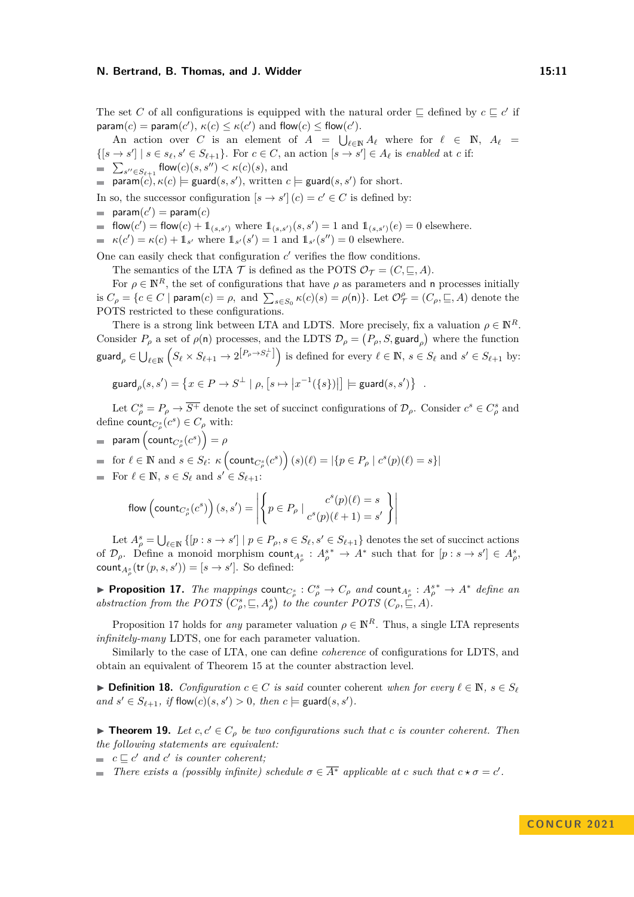The set $C$ of all configurations is equipped with the natural order $\sqsubseteq$ defined by $c \sqsubseteq c'$ if $\mathsf{param}(c) = \mathsf{param}(c')$, $\kappa(c) \leq \kappa(c')$ and $\mathsf{flow}(c) \leq \mathsf{flow}(c')$.

An action over $C$ is an element of $A = \bigcup_{\ell \in \mathbb{N}} A_\ell$ where for $\ell \in \mathbb{N}$, $A_\ell = \{[s \to s'] \mid s \in s_\ell, s' \in S_{\ell+1}\}$. For $c \in C$, an action $[s \to s'] \in A_\ell$ is *enabled* at $c$ if:

- $\sum_{s'' \in S_{\ell+1}} \mathsf{flow}(c)(s, s'') < \kappa(c)(s)$, and
- $\mathsf{param}(c), \kappa(c) \models \mathsf{guard}(s, s')$, written $c \models \mathsf{guard}(s, s')$ for short.

In so, the successor configuration $[s \to s'](c) = c' \in C$ is defined by:

- $\mathsf{param}(c') = \mathsf{param}(c)$
- $\mathsf{flow}(c') = \mathsf{flow}(c) + \mathbb{1}_{(s,s')}$ where $\mathbb{1}_{(s,s')}(s, s') = 1$ and $\mathbb{1}_{(s,s')}(e) = 0$ elsewhere.
- $\kappa(c') = \kappa(c) + \mathbb{1}_{s'}$ where $\mathbb{1}_{s'}(s') = 1$ and $\mathbb{1}_{s'}(s'') = 0$ elsewhere.

One can easily check that configuration $c'$ verifies the flow conditions.

The semantics of the LTA $\mathcal{T}$ is defined as the POTS $\mathcal{O}_\mathcal{T} = (C, \sqsubseteq, A)$.

For $\rho \in \mathbb{N}^R$, the set of configurations that have $\rho$ as parameters and $\mathsf{n}$ processes initially is $C_\rho = \{c \in C \mid \mathsf{param}(c) = \rho, \text{ and } \sum_{s \in S_0} \kappa(c)(s) = \rho(\mathsf{n})\}$. Let $\mathcal{O}^\rho_\mathcal{T} = (C_\rho, \sqsubseteq, A)$ denote the POTS restricted to these configurations.

There is a strong link between LTA and LDTS. More precisely, fix a valuation $\rho \in \mathbb{N}^R$. Consider $P_\rho$ a set of $\rho(\mathsf{n})$ processes, and the LDTS $\mathcal{D}_\rho = (P_\rho, S, \mathsf{guard}_\rho)$ where the function $\mathsf{guard}_\rho \in \bigcup_{\ell \in \mathbb{N}} \left(S_\ell \times S_{\ell+1} \to 2^{[P_\rho \to S_\ell^\perp]}\right)$ is defined for every $\ell \in \mathbb{N}$, $s \in S_\ell$ and $s' \in S_{\ell+1}$ by:

$$\mathsf{guard}_\rho(s, s') = \left\{x \in P \to S^\perp \mid \rho, \left[s \mapsto |x^{-1}(\{s\})|\right] \models \mathsf{guard}(s, s')\right\} \quad .$$

Let $C^s_\rho = P_\rho \to \overline{S^+}$ denote the set of succinct configurations of $\mathcal{D}_\rho$. Consider $c^s \in C^s_\rho$ and define $\mathsf{count}_{C^s_\rho}(c^s) \in C_\rho$ with:

- $\mathsf{param}\left(\mathsf{count}_{C^s_\rho}(c^s)\right) = \rho$
- for $\ell \in \mathbb{N}$ and $s \in S_\ell$: $\kappa\left(\mathsf{count}_{C^s_\rho}(c^s)\right)(s)(\ell) = |\{p \in P_\rho \mid c^s(p)(\ell) = s\}|$
- For $\ell \in \mathbb{N}$, $s \in S_\ell$ and $s' \in S_{\ell+1}$:

$$\mathsf{flow}\left(\mathsf{count}_{C^s_\rho}(c^s)\right)(s, s') = \left|\left\{p \in P_\rho \mid \begin{array}{c} c^s(p)(\ell) = s \\ c^s(p)(\ell+1) = s' \end{array}\right\}\right|$$

Let $A^s_\rho = \bigcup_{\ell \in \mathbb{N}} \{[p : s \to s'] \mid p \in P_\rho, s \in S_\ell, s' \in S_{\ell+1}\}$ denotes the set of succinct actions of $\mathcal{D}_\rho$. Define a monoid morphism $\mathsf{count}_{A^s_\rho} : A^{s*}_\rho \to A^*$ such that for $[p : s \to s'] \in A^s_\rho$, $\mathsf{count}_{A^s_\rho}(\mathsf{tr}(p, s, s')) = [s \to s']$. So defined:

▶ **Proposition 17.** *The mappings $\mathsf{count}_{C^s_\rho} : C^s_\rho \to C_\rho$ and $\mathsf{count}_{A^s_\rho} : A^{s*}_\rho \to A^*$ define an abstraction from the POTS $(C^s_\rho, \sqsubseteq, A^s_\rho)$ to the counter POTS $(C_\rho, \sqsubseteq, A)$.*

Proposition 17 holds for *any* parameter valuation $\rho \in \mathbb{N}^R$. Thus, a single LTA represents *infinitely-many* LDTS, one for each parameter valuation.

Similarly to the case of LTA, one can define *coherence* of configurations for LDTS, and obtain an equivalent of Theorem 15 at the counter abstraction level.

▶ **Definition 18.** *Configuration $c \in C$ is said* counter coherent *when for every $\ell \in \mathbb{N}$, $s \in S_\ell$ and $s' \in S_{\ell+1}$, if $\mathsf{flow}(c)(s, s') > 0$, then $c \models \mathsf{guard}(s, s')$.*

▶ **Theorem 19.** *Let $c, c' \in C_\rho$ be two configurations such that $c$ is counter coherent. Then the following statements are equivalent:*

- *$c \sqsubseteq c'$ and $c'$ is counter coherent;*
- *There exists a (possibly infinite) schedule $\sigma \in \overline{A^*}$ applicable at $c$ such that $c \star \sigma = c'$.*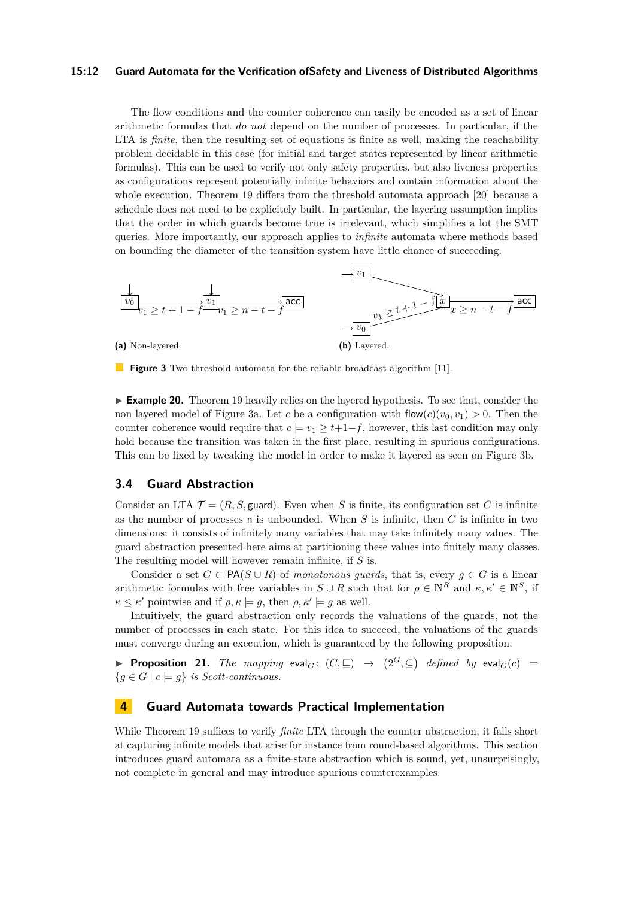The flow conditions and the counter coherence can easily be encoded as a set of linear arithmetic formulas that *do not* depend on the number of processes. In particular, if the LTA is *finite*, then the resulting set of equations is finite as well, making the reachability problem decidable in this case (for initial and target states represented by linear arithmetic formulas). This can be used to verify not only safety properties, but also liveness properties as configurations represent potentially infinite behaviors and contain information about the whole execution. Theorem 19 differs from the threshold automata approach [20] because a schedule does not need to be explicitely built. In particular, the layering assumption implies that the order in which guards become true is irrelevant, which simplifies a lot the SMT queries. More importantly, our approach applies to *infinite* automata where methods based on bounding the diameter of the transition system have little chance of succeeding.

**(a)** Non-layered. **(b)** Layered.

**Figure 3** Two threshold automata for the reliable broadcast algorithm [11].

▶ **Example 20.** Theorem 19 heavily relies on the layered hypothesis. To see that, consider the non layered model of Figure 3a. Let $c$ be a configuration with $\mathsf{flow}(c)(v_0, v_1) > 0$. Then the counter coherence would require that $c \models v_1 \geq t+1-f$, however, this last condition may only hold because the transition was taken in the first place, resulting in spurious configurations. This can be fixed by tweaking the model in order to make it layered as seen on Figure 3b.

### 3.4 Guard Abstraction

Consider an LTA $\mathcal{T} = (R, S, \mathsf{guard})$. Even when $S$ is finite, its configuration set $C$ is infinite as the number of processes $\mathsf{n}$ is unbounded. When $S$ is infinite, then $C$ is infinite in two dimensions: it consists of infinitely many variables that may take infinitely many values. The guard abstraction presented here aims at partitioning these values into finitely many classes. The resulting model will however remain infinite, if $S$ is.

Consider a set $G \subset \mathsf{PA}(S \cup R)$ of *monotonous guards*, that is, every $g \in G$ is a linear arithmetic formulas with free variables in $S \cup R$ such that for $\rho \in \mathbb{N}^R$ and $\kappa, \kappa' \in \mathbb{N}^S$, if $\kappa \leq \kappa'$ pointwise and if $\rho, \kappa \models g$, then $\rho, \kappa' \models g$ as well.

Intuitively, the guard abstraction only records the valuations of the guards, not the number of processes in each state. For this idea to succeed, the valuations of the guards must converge during an execution, which is guaranteed by the following proposition.

▶ **Proposition 21.** *The mapping* $\mathsf{eval}_G\colon (C, \sqsubseteq) \to (2^G, \subseteq)$ *defined by* $\mathsf{eval}_G(c) = \{g \in G \mid c \models g\}$ *is Scott-continuous.*

## 4 Guard Automata towards Practical Implementation

While Theorem 19 suffices to verify *finite* LTA through the counter abstraction, it falls short at capturing infinite models that arise for instance from round-based algorithms. This section introduces guard automata as a finite-state abstraction which is sound, yet, unsurprisingly, not complete in general and may introduce spurious counterexamples.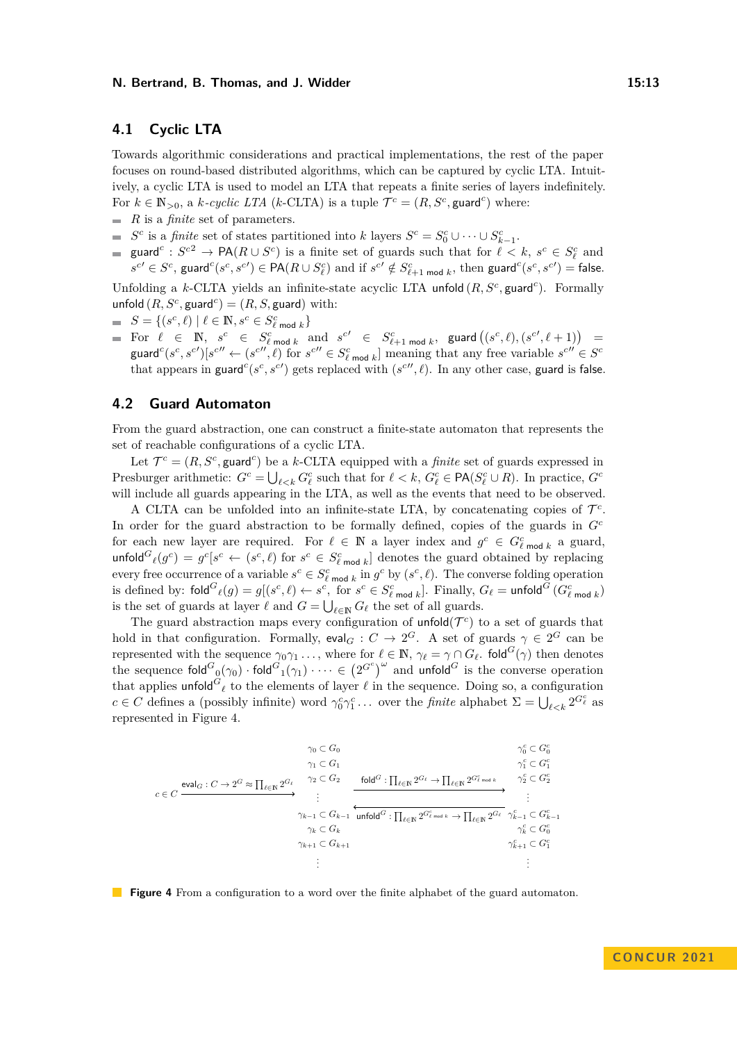## 4.1 Cyclic LTA

Towards algorithmic considerations and practical implementations, the rest of the paper focuses on round-based distributed algorithms, which can be captured by cyclic LTA. Intuitively, a cyclic LTA is used to model an LTA that repeats a finite series of layers indefinitely. For $k \in \mathbb{N}_{>0}$, a *$k$-cyclic LTA* ($k$-CLTA) is a tuple $\mathcal{T}^c = (R, S^c, \mathsf{guard}^c)$ where:

- $R$ is a *finite* set of parameters.
- $S^c$ is a *finite* set of states partitioned into $k$ layers $S^c = S^c_0 \cup \cdots \cup S^c_{k-1}$.
- $\mathsf{guard}^c : S^{c2} \to \mathsf{PA}(R \cup S^c)$ is a finite set of guards such that for $\ell < k$, $s^c \in S^c_\ell$ and $s^{c\prime} \in S^c$, $\mathsf{guard}^c(s^c, s^{c\prime}) \in \mathsf{PA}(R \cup S^c_\ell)$ and if $s^{c\prime} \notin S^c_{\ell+1 \bmod k}$, then $\mathsf{guard}^c(s^c, s^{c\prime}) = \mathsf{false}$.

Unfolding a $k$-CLTA yields an infinite-state acyclic LTA $\mathsf{unfold}\,(R, S^c, \mathsf{guard}^c)$. Formally $\mathsf{unfold}\,(R, S^c, \mathsf{guard}^c) = (R, S, \mathsf{guard})$ with:

- $S = \{(s^c, \ell) \mid \ell \in \mathbb{N}, s^c \in S^c_{\ell \bmod k}\}$
- For $\ell \in \mathbb{N}$, $s^c \in S^c_{\ell \bmod k}$ and $s^{c\prime} \in S^c_{\ell+1 \bmod k}$, $\mathsf{guard}\left((s^c, \ell), (s^{c\prime}, \ell+1)\right) = \mathsf{guard}^c(s^c, s^{c\prime})[s^{c\prime\prime} \leftarrow (s^{c\prime\prime}, \ell)$ for $s^{c\prime\prime} \in S^c_{\ell \bmod k}]$ meaning that any free variable $s^{c\prime\prime} \in S^c$ that appears in $\mathsf{guard}^c(s^c, s^{c\prime})$ gets replaced with $(s^{c\prime\prime}, \ell)$. In any other case, $\mathsf{guard}$ is $\mathsf{false}$.

## 4.2 Guard Automaton

From the guard abstraction, one can construct a finite-state automaton that represents the set of reachable configurations of a cyclic LTA.

Let $\mathcal{T}^c = (R, S^c, \mathsf{guard}^c)$ be a $k$-CLTA equipped with a *finite* set of guards expressed in Presburger arithmetic: $G^c = \bigcup_{\ell<k} G^c_\ell$ such that for $\ell < k$, $G^c_\ell \in \mathsf{PA}(S^c_\ell \cup R)$. In practice, $G^c$ will include all guards appearing in the LTA, as well as the events that need to be observed.

A CLTA can be unfolded into an infinite-state LTA, by concatenating copies of $\mathcal{T}^c$. In order for the guard abstraction to be formally defined, copies of the guards in $G^c$ for each new layer are required. For $\ell \in \mathbb{N}$ a layer index and $g^c \in G^c_{\ell \bmod k}$ a guard, $\mathsf{unfold}^G{}_\ell(g^c) = g^c[s^c \leftarrow (s^c, \ell)$ for $s^c \in S^c_{\ell \bmod k}]$ denotes the guard obtained by replacing every free occurrence of a variable $s^c \in S^c_{\ell \bmod k}$ in $g^c$ by $(s^c, \ell)$. The converse folding operation is defined by: $\mathsf{fold}^G{}_\ell(g) = g[(s^c, \ell) \leftarrow s^c$, for $s^c \in S^c_{\ell \bmod k}]$. Finally, $G_\ell = \mathsf{unfold}^G\,(G^c_{\ell \bmod k})$ is the set of guards at layer $\ell$ and $G = \bigcup_{\ell\in\mathbb{N}} G_\ell$ the set of all guards.

The guard abstraction maps every configuration of $\mathsf{unfold}(\mathcal{T}^c)$ to a set of guards that hold in that configuration. Formally, $\mathsf{eval}_G : C \to 2^G$. A set of guards $\gamma \in 2^G$ can be represented with the sequence $\gamma_0\gamma_1\ldots$, where for $\ell \in \mathbb{N}$, $\gamma_\ell = \gamma \cap G_\ell$. $\mathsf{fold}^G(\gamma)$ then denotes the sequence $\mathsf{fold}^G{}_0(\gamma_0) \cdot \mathsf{fold}^G{}_1(\gamma_1) \cdot \cdots \in \left(2^{G^c}\right)^\omega$ and $\mathsf{unfold}^G$ is the converse operation that applies $\mathsf{unfold}^G{}_\ell$ to the elements of layer $\ell$ in the sequence. Doing so, a configuration $c \in C$ defines a (possibly infinite) word $\gamma^c_0\gamma^c_1\ldots$ over the *finite* alphabet $\Sigma = \bigcup_{\ell<k} 2^{G^c_\ell}$ as represented in Figure 4.

$$
c \in C \xrightarrow{\mathsf{eval}_G : C \to 2^G \approx \prod_{\ell\in\mathbb{N}} 2^{G_\ell}}
\begin{array}{c} \gamma_0 \subset G_0 \\ \gamma_1 \subset G_1 \\ \gamma_2 \subset G_2 \\ \vdots \\ \gamma_{k-1} \subset G_{k-1} \\ \gamma_k \subset G_k \\ \gamma_{k+1} \subset G_{k+1} \\ \vdots \end{array}
\begin{array}{c} \xrightarrow{\mathsf{fold}^G : \prod_{\ell\in\mathbb{N}} 2^{G_\ell} \to \prod_{\ell\in\mathbb{N}} 2^{G^c_{\ell \bmod k}}} \\ \xleftarrow{\mathsf{unfold}^G : \prod_{\ell\in\mathbb{N}} 2^{G^c_{\ell \bmod k}} \to \prod_{\ell\in\mathbb{N}} 2^{G_\ell}} \end{array}
\begin{array}{c} \gamma^c_0 \subset G^c_0 \\ \gamma^c_1 \subset G^c_1 \\ \gamma^c_2 \subset G^c_2 \\ \vdots \\ \gamma^c_{k-1} \subset G^c_{k-1} \\ \gamma^c_k \subset G^c_0 \\ \gamma^c_{k+1} \subset G^c_1 \\ \vdots \end{array}
$$

**Figure 4** From a configuration to a word over the finite alphabet of the guard automaton.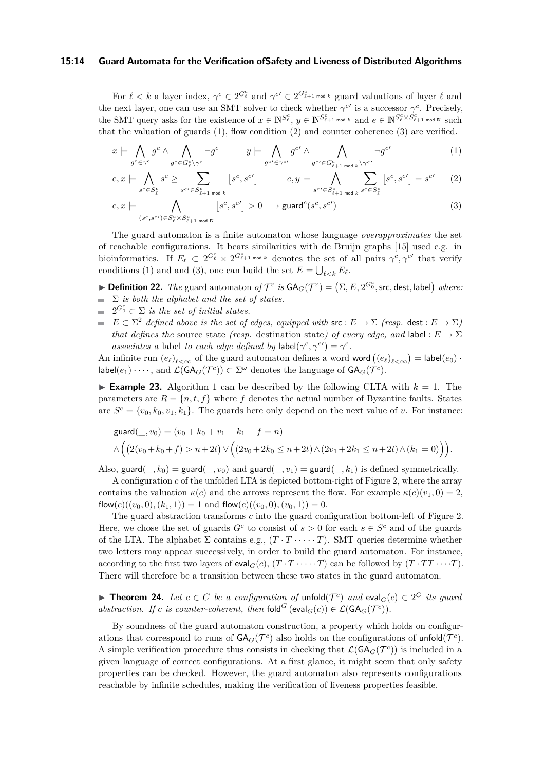For $\ell < k$ a layer index, $\gamma^c \in 2^{G^c_\ell}$ and $\gamma^{c\prime} \in 2^{G^c_{\ell+1 \bmod k}}$ guard valuations of layer $\ell$ and the next layer, one can use an SMT solver to check whether $\gamma^{c\prime}$ is a successor $\gamma^c$. Precisely, the SMT query asks for the existence of $x \in \mathbb{N}^{S^c_\ell}$, $y \in \mathbb{N}^{S^c_{\ell+1 \bmod k}}$ and $e \in \mathbb{N}^{S^c_\ell \times S^c_{\ell+1 \bmod \mathbb{N}}}$ such that the valuation of guards (1), flow condition (2) and counter coherence (3) are verified.

$$x \models \bigwedge_{g^c \in \gamma^c} g^c \wedge \bigwedge_{g^c \in G^c_\ell \setminus \gamma^c} \neg g^c \qquad y \models \bigwedge_{g^{c\prime} \in \gamma^{c\prime}} g^{c\prime} \wedge \bigwedge_{g^{c\prime} \in G^c_{\ell+1 \bmod k} \setminus \gamma^{c\prime}} \neg g^{c\prime} \tag{1}$$

$$e, x \models \bigwedge_{s^c \in S^c_\ell} s^c \geq \sum_{s^{c\prime} \in S^c_{\ell+1 \bmod k}} \left[s^c, s^{c\prime}\right] \qquad e, y \models \bigwedge_{s^{c\prime} \in S^c_{\ell+1 \bmod k}} \sum_{s^c \in S^c_\ell} \left[s^c, s^{c\prime}\right] = s^{c\prime} \tag{2}$$

$$e, x \models \bigwedge_{(s^c, s^{c\prime}) \in S^c_\ell \times S^c_{\ell+1 \bmod \mathbb{N}}} \left[s^c, s^{c\prime}\right] > 0 \longrightarrow \mathsf{guard}^c(s^c, s^{c\prime}) \tag{3}$$

The guard automaton is a finite automaton whose language *overapproximates* the set of reachable configurations. It bears similarities with de Bruijn graphs [15] used e.g. in bioinformatics. If $E_\ell \subset 2^{G^c_\ell} \times 2^{G^c_{\ell+1 \bmod k}}$ denotes the set of all pairs $\gamma^c, \gamma^{c\prime}$ that verify conditions (1) and and (3), one can build the set $E = \bigcup_{\ell < k} E_\ell$.

▶ **Definition 22.** *The* guard automaton *of* $\mathcal{T}^c$ *is* $\mathsf{GA}_G(\mathcal{T}^c) = \left(\Sigma, E, 2^{G^c_0}, \mathsf{src}, \mathsf{dest}, \mathsf{label}\right)$ *where:*

- $\Sigma$ *is both the alphabet and the set of states.*
- $2^{G^c_0} \subset \Sigma$ *is the set of initial states.*
- $E \subset \Sigma^2$ *defined above is the set of edges, equipped with* $\mathsf{src} : E \to \Sigma$ *(resp.* $\mathsf{dest} : E \to \Sigma$*) that defines the* source state *(resp.* destination state*) of every edge, and* $\mathsf{label} : E \to \Sigma$ *associates a* label *to each edge defined by* $\mathsf{label}(\gamma^c, \gamma^{c\prime}) = \gamma^c$.

An infinite run $(e_\ell)_{\ell<\infty}$ of the guard automaton defines a word $\mathsf{word}\left((e_\ell)_{\ell<\infty}\right) = \mathsf{label}(e_0) \cdot \mathsf{label}(e_1) \cdot \dots$, and $\mathcal{L}(\mathsf{GA}_G(\mathcal{T}^c)) \subset \Sigma^\omega$ denotes the language of $\mathsf{GA}_G(\mathcal{T}^c)$.

▶ **Example 23.** Algorithm 1 can be described by the following CLTA with $k = 1$. The parameters are $R = \{n, t, f\}$ where $f$ denotes the actual number of Byzantine faults. States are $S^c = \{v_0, k_0, v_1, k_1\}$. The guards here only depend on the next value of $v$. For instance:

$$\mathsf{guard}(\_, v_0) = (v_0 + k_0 + v_1 + k_1 + f = n)$$
$$\wedge \Big( \big(2(v_0 + k_0 + f) > n + 2t\big) \vee \Big( (2v_0 + 2k_0 \leq n + 2t) \wedge (2v_1 + 2k_1 \leq n + 2t) \wedge (k_1 = 0) \Big) \Big).$$

Also, $\mathsf{guard}(\_, k_0) = \mathsf{guard}(\_, v_0)$ and $\mathsf{guard}(\_, v_1) = \mathsf{guard}(\_, k_1)$ is defined symmetrically.

A configuration $c$ of the unfolded LTA is depicted bottom-right of Figure 2, where the array contains the valuation $\kappa(c)$ and the arrows represent the flow. For example $\kappa(c)(v_1, 0) = 2$, $\mathsf{flow}(c)((v_0, 0), (k_1, 1)) = 1$ and $\mathsf{flow}(c)((v_0, 0), (v_0, 1)) = 0$.

The guard abstraction transforms $c$ into the guard configuration bottom-left of Figure 2. Here, we chose the set of guards $G^c$ to consist of $s > 0$ for each $s \in S^c$ and of the guards of the LTA. The alphabet $\Sigma$ contains e.g., $(T \cdot T \cdot \dots \cdot T)$. SMT queries determine whether two letters may appear successively, in order to build the guard automaton. For instance, according to the first two layers of $\mathsf{eval}_G(c)$, $(T \cdot T \cdot \dots \cdot T)$ can be followed by $(T \cdot T T \cdots \cdot T)$. There will therefore be a transition between these two states in the guard automaton.

▶ **Theorem 24.** *Let* $c \in C$ *be a configuration of* $\mathsf{unfold}(\mathcal{T}^c)$ *and* $\mathsf{eval}_G(c) \in 2^G$ *its guard abstraction. If* $c$ *is counter-coherent, then* $\mathsf{fold}^G\left(\mathsf{eval}_G(c)\right) \in \mathcal{L}(\mathsf{GA}_G(\mathcal{T}^c))$.

By soundness of the guard automaton construction, a property which holds on configurations that correspond to runs of $\mathsf{GA}_G(\mathcal{T}^c)$ also holds on the configurations of $\mathsf{unfold}(\mathcal{T}^c)$. A simple verification procedure thus consists in checking that $\mathcal{L}(\mathsf{GA}_G(\mathcal{T}^c))$ is included in a given language of correct configurations. At a first glance, it might seem that only safety properties can be checked. However, the guard automaton also represents configurations reachable by infinite schedules, making the verification of liveness properties feasible.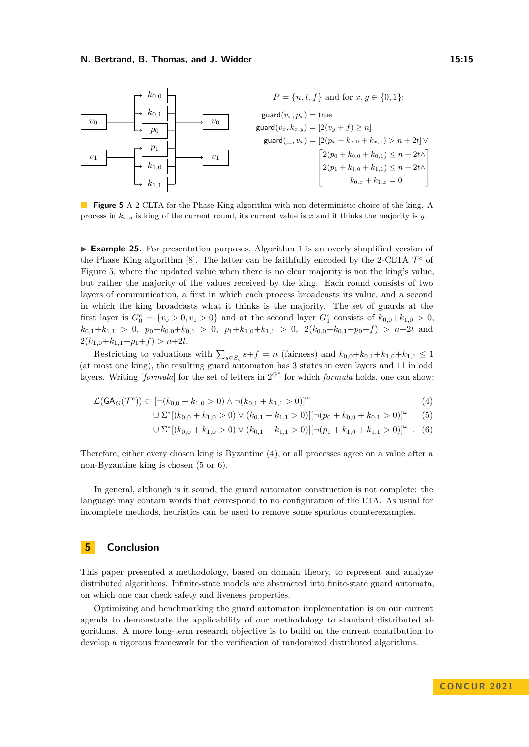$P = \{n, t, f\}$ and for $x, y \in \{0,1\}$:

$$\mathsf{guard}(v_x, p_x) = \mathsf{true}$$

$$\mathsf{guard}(v_x, k_{x,y}) = [2(v_y + f) \geq n]$$

$$\mathsf{guard}(\_, v_x) = [2(p_x + k_{x,0} + k_{x,1}) > n + 2t] \vee \begin{bmatrix} 2(p_0 + k_{0,0} + k_{0,1}) \leq n + 2t \wedge \\ 2(p_1 + k_{1,0} + k_{1,1}) \leq n + 2t \wedge \\ k_{0,x} + k_{1,x} = 0 \end{bmatrix}$$

**Figure 5** A 2-CLTA for the Phase King algorithm with non-deterministic choice of the king. A process in $k_{x,y}$ is king of the current round, its current value is $x$ and it thinks the majority is $y$.

▶ **Example 25.** For presentation purposes, Algorithm 1 is an overly simplified version of the Phase King algorithm [8]. The latter can be faithfully encoded by the 2-CLTA $\mathcal{T}^c$ of Figure 5, where the updated value when there is no clear majority is not the king's value, but rather the majority of the values received by the king. Each round consists of two layers of communication, a first in which each process broadcasts its value, and a second in which the king broadcasts what it thinks is the majority. The set of guards at the first layer is $G_0^c = \{v_0 > 0, v_1 > 0\}$ and at the second layer $G_1^c$ consists of $k_{0,0}+k_{1,0} > 0$, $k_{0,1}+k_{1,1} > 0$, $p_0+k_{0,0}+k_{0,1} > 0$, $p_1+k_{1,0}+k_{1,1} > 0$, $2(k_{0,0}+k_{0,1}+p_0+f) > n+2t$ and $2(k_{1,0}+k_{1,1}+p_1+f) > n+2t$.

Restricting to valuations with $\sum_{s \in S_\ell} s + f = n$ (fairness) and $k_{0,0}+k_{0,1}+k_{1,0}+k_{1,1} \leq 1$ (at most one king), the resulting guard automaton has 3 states in even layers and 11 in odd layers. Writing [*formula*] for the set of letters in $2^{G^c}$ for which *formula* holds, one can show:

$$\begin{aligned} \mathcal{L}(\mathsf{GA}_G(\mathcal{T}^c)) \subset & [\neg(k_{0,0} + k_{1,0} > 0) \wedge \neg(k_{0,1} + k_{1,1} > 0)]^\omega & (4)\\ & \cup \Sigma^*[(k_{0,0} + k_{1,0} > 0) \vee (k_{0,1} + k_{1,1} > 0)][\neg(p_0 + k_{0,0} + k_{0,1} > 0)]^\omega & (5)\\ & \cup \Sigma^*[(k_{0,0} + k_{1,0} > 0) \vee (k_{0,1} + k_{1,1} > 0)][\neg(p_1 + k_{1,0} + k_{1,1} > 0)]^\omega \ . & (6) \end{aligned}$$

Therefore, either every chosen king is Byzantine (4), or all processes agree on a value after a non-Byzantine king is chosen (5 or 6).

In general, although is it sound, the guard automaton construction is not complete: the language may contain words that correspond to no configuration of the LTA. As usual for incomplete methods, heuristics can be used to remove some spurious counterexamples.

## 5 Conclusion

This paper presented a methodology, based on domain theory, to represent and analyze distributed algorithms. Infinite-state models are abstracted into finite-state guard automata, on which one can check safety and liveness properties.

Optimizing and benchmarking the guard automaton implementation is on our current agenda to demonstrate the applicability of our methodology to standard distributed algorithms. A more long-term research objective is to build on the current contribution to develop a rigorous framework for the verification of randomized distributed algorithms.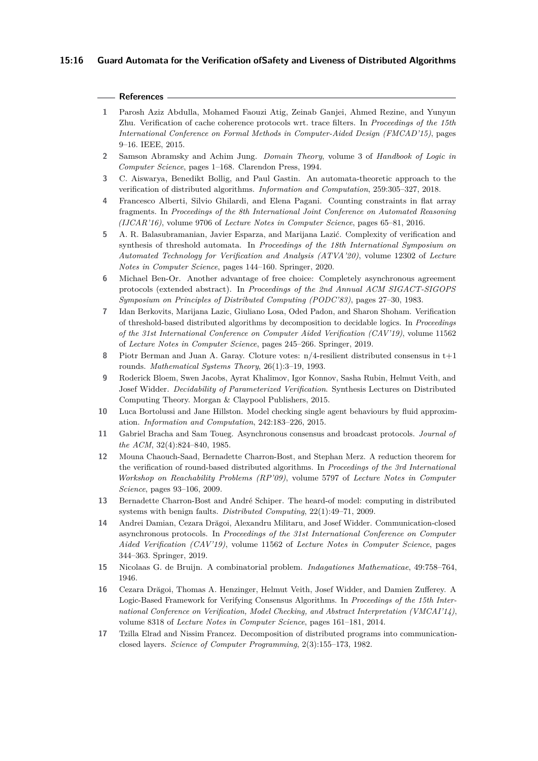## References

1. Parosh Aziz Abdulla, Mohamed Faouzi Atig, Zeinab Ganjei, Ahmed Rezine, and Yunyun Zhu. Verification of cache coherence protocols wrt. trace filters. In *Proceedings of the 15th International Conference on Formal Methods in Computer-Aided Design (FMCAD'15)*, pages 9–16. IEEE, 2015.
2. Samson Abramsky and Achim Jung. *Domain Theory*, volume 3 of *Handbook of Logic in Computer Science*, pages 1–168. Clarendon Press, 1994.
3. C. Aiswarya, Benedikt Bollig, and Paul Gastin. An automata-theoretic approach to the verification of distributed algorithms. *Information and Computation*, 259:305–327, 2018.
4. Francesco Alberti, Silvio Ghilardi, and Elena Pagani. Counting constraints in flat array fragments. In *Proceedings of the 8th International Joint Conference on Automated Reasoning (IJCAR'16)*, volume 9706 of *Lecture Notes in Computer Science*, pages 65–81, 2016.
5. A. R. Balasubramanian, Javier Esparza, and Marijana Lazić. Complexity of verification and synthesis of threshold automata. In *Proceedings of the 18th International Symposium on Automated Technology for Verification and Analysis (ATVA'20)*, volume 12302 of *Lecture Notes in Computer Science*, pages 144–160. Springer, 2020.
6. Michael Ben-Or. Another advantage of free choice: Completely asynchronous agreement protocols (extended abstract). In *Proceedings of the 2nd Annual ACM SIGACT-SIGOPS Symposium on Principles of Distributed Computing (PODC'83)*, pages 27–30, 1983.
7. Idan Berkovits, Marijana Lazic, Giuliano Losa, Oded Padon, and Sharon Shoham. Verification of threshold-based distributed algorithms by decomposition to decidable logics. In *Proceedings of the 31st International Conference on Computer Aided Verification (CAV'19)*, volume 11562 of *Lecture Notes in Computer Science*, pages 245–266. Springer, 2019.
8. Piotr Berman and Juan A. Garay. Cloture votes: n/4-resilient distributed consensus in t+1 rounds. *Mathematical Systems Theory*, 26(1):3–19, 1993.
9. Roderick Bloem, Swen Jacobs, Ayrat Khalimov, Igor Konnov, Sasha Rubin, Helmut Veith, and Josef Widder. *Decidability of Parameterized Verification*. Synthesis Lectures on Distributed Computing Theory. Morgan & Claypool Publishers, 2015.
10. Luca Bortolussi and Jane Hillston. Model checking single agent behaviours by fluid approximation. *Information and Computation*, 242:183–226, 2015.
11. Gabriel Bracha and Sam Toueg. Asynchronous consensus and broadcast protocols. *Journal of the ACM*, 32(4):824–840, 1985.
12. Mouna Chaouch-Saad, Bernadette Charron-Bost, and Stephan Merz. A reduction theorem for the verification of round-based distributed algorithms. In *Proceedings of the 3rd International Workshop on Reachability Problems (RP'09)*, volume 5797 of *Lecture Notes in Computer Science*, pages 93–106, 2009.
13. Bernadette Charron-Bost and André Schiper. The heard-of model: computing in distributed systems with benign faults. *Distributed Computing*, 22(1):49–71, 2009.
14. Andrei Damian, Cezara Drăgoi, Alexandru Militaru, and Josef Widder. Communication-closed asynchronous protocols. In *Proceedings of the 31st International Conference on Computer Aided Verification (CAV'19)*, volume 11562 of *Lecture Notes in Computer Science*, pages 344–363. Springer, 2019.
15. Nicolaas G. de Bruijn. A combinatorial problem. *Indagationes Mathematicae*, 49:758–764, 1946.
16. Cezara Drăgoi, Thomas A. Henzinger, Helmut Veith, Josef Widder, and Damien Zufferey. A Logic-Based Framework for Verifying Consensus Algorithms. In *Proceedings of the 15th International Conference on Verification, Model Checking, and Abstract Interpretation (VMCAI'14)*, volume 8318 of *Lecture Notes in Computer Science*, pages 161–181, 2014.
17. Tzilla Elrad and Nissim Francez. Decomposition of distributed programs into communication-closed layers. *Science of Computer Programming*, 2(3):155–173, 1982.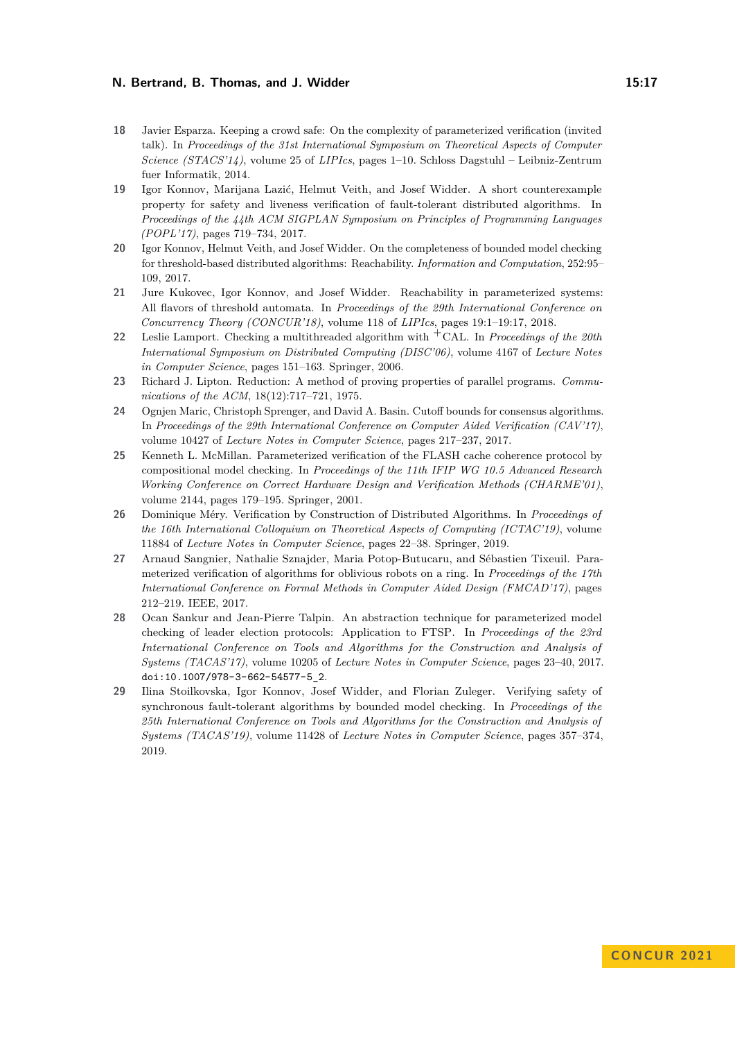18 Javier Esparza. Keeping a crowd safe: On the complexity of parameterized verification (invited talk). In *Proceedings of the 31st International Symposium on Theoretical Aspects of Computer Science (STACS'14)*, volume 25 of *LIPIcs*, pages 1–10. Schloss Dagstuhl – Leibniz-Zentrum fuer Informatik, 2014.

19 Igor Konnov, Marijana Lazić, Helmut Veith, and Josef Widder. A short counterexample property for safety and liveness verification of fault-tolerant distributed algorithms. In *Proceedings of the 44th ACM SIGPLAN Symposium on Principles of Programming Languages (POPL'17)*, pages 719–734, 2017.

20 Igor Konnov, Helmut Veith, and Josef Widder. On the completeness of bounded model checking for threshold-based distributed algorithms: Reachability. *Information and Computation*, 252:95–109, 2017.

21 Jure Kukovec, Igor Konnov, and Josef Widder. Reachability in parameterized systems: All flavors of threshold automata. In *Proceedings of the 29th International Conference on Concurrency Theory (CONCUR'18)*, volume 118 of *LIPIcs*, pages 19:1–19:17, 2018.

22 Leslie Lamport. Checking a multithreaded algorithm with $^{+}$CAL. In *Proceedings of the 20th International Symposium on Distributed Computing (DISC'06)*, volume 4167 of *Lecture Notes in Computer Science*, pages 151–163. Springer, 2006.

23 Richard J. Lipton. Reduction: A method of proving properties of parallel programs. *Communications of the ACM*, 18(12):717–721, 1975.

24 Ognjen Maric, Christoph Sprenger, and David A. Basin. Cutoff bounds for consensus algorithms. In *Proceedings of the 29th International Conference on Computer Aided Verification (CAV'17)*, volume 10427 of *Lecture Notes in Computer Science*, pages 217–237, 2017.

25 Kenneth L. McMillan. Parameterized verification of the FLASH cache coherence protocol by compositional model checking. In *Proceedings of the 11th IFIP WG 10.5 Advanced Research Working Conference on Correct Hardware Design and Verification Methods (CHARME'01)*, volume 2144, pages 179–195. Springer, 2001.

26 Dominique Méry. Verification by Construction of Distributed Algorithms. In *Proceedings of the 16th International Colloquium on Theoretical Aspects of Computing (ICTAC'19)*, volume 11884 of *Lecture Notes in Computer Science*, pages 22–38. Springer, 2019.

27 Arnaud Sangnier, Nathalie Sznajder, Maria Potop-Butucaru, and Sébastien Tixeuil. Parameterized verification of algorithms for oblivious robots on a ring. In *Proceedings of the 17th International Conference on Formal Methods in Computer Aided Design (FMCAD'17)*, pages 212–219. IEEE, 2017.

28 Ocan Sankur and Jean-Pierre Talpin. An abstraction technique for parameterized model checking of leader election protocols: Application to FTSP. In *Proceedings of the 23rd International Conference on Tools and Algorithms for the Construction and Analysis of Systems (TACAS'17)*, volume 10205 of *Lecture Notes in Computer Science*, pages 23–40, 2017. doi:10.1007/978-3-662-54577-5_2.

29 Ilina Stoilkovska, Igor Konnov, Josef Widder, and Florian Zuleger. Verifying safety of synchronous fault-tolerant algorithms by bounded model checking. In *Proceedings of the 25th International Conference on Tools and Algorithms for the Construction and Analysis of Systems (TACAS'19)*, volume 11428 of *Lecture Notes in Computer Science*, pages 357–374, 2019.